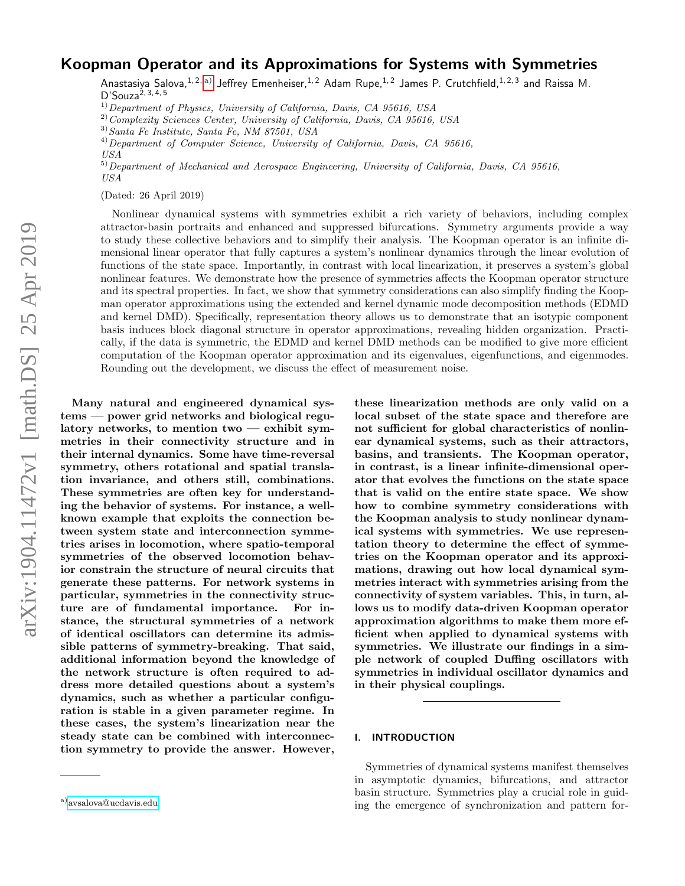# Koopman Operator and its Approximations for Systems with Symmetries

Anastasiya Salova,[1,2,a)] Jeffrey Emenheiser,[1,2] Adam Rupe,[1,2] James P. Crutchfield,[1,2,3] and Raissa M. D'Souza[2,3,4,5]

[1)] *Department of Physics, University of California, Davis, CA 95616, USA*
[2)] *Complexity Sciences Center, University of California, Davis, CA 95616, USA*
[3)] *Santa Fe Institute, Santa Fe, NM 87501, USA*
[4)] *Department of Computer Science, University of California, Davis, CA 95616, USA*
[5)] *Department of Mechanical and Aerospace Engineering, University of California, Davis, CA 95616, USA*

(Dated: 26 April 2019)

Nonlinear dynamical systems with symmetries exhibit a rich variety of behaviors, including complex attractor-basin portraits and enhanced and suppressed bifurcations. Symmetry arguments provide a way to study these collective behaviors and to simplify their analysis. The Koopman operator is an infinite dimensional linear operator that fully captures a system's nonlinear dynamics through the linear evolution of functions of the state space. Importantly, in contrast with local linearization, it preserves a system's global nonlinear features. We demonstrate how the presence of symmetries affects the Koopman operator structure and its spectral properties. In fact, we show that symmetry considerations can also simplify finding the Koopman operator approximations using the extended and kernel dynamic mode decomposition methods (EDMD and kernel DMD). Specifically, representation theory allows us to demonstrate that an isotypic component basis induces block diagonal structure in operator approximations, revealing hidden organization. Practically, if the data is symmetric, the EDMD and kernel DMD methods can be modified to give more efficient computation of the Koopman operator approximation and its eigenvalues, eigenfunctions, and eigenmodes. Rounding out the development, we discuss the effect of measurement noise.

**Many natural and engineered dynamical systems — power grid networks and biological regulatory networks, to mention two — exhibit symmetries in their connectivity structure and in their internal dynamics. Some have time-reversal symmetry, others rotational and spatial translation invariance, and others still, combinations. These symmetries are often key for understanding the behavior of systems. For instance, a well-known example that exploits the connection between system state and interconnection symmetries arises in locomotion, where spatio-temporal symmetries of the observed locomotion behavior constrain the structure of neural circuits that generate these patterns. For network systems in particular, symmetries in the connectivity structure are of fundamental importance. For instance, the structural symmetries of a network of identical oscillators can determine its admissible patterns of symmetry-breaking. That said, additional information beyond the knowledge of the network structure is often required to address more detailed questions about a system's dynamics, such as whether a particular configuration is stable in a given parameter regime. In these cases, the system's linearization near the steady state can be combined with interconnection symmetry to provide the answer. However, these linearization methods are only valid on a local subset of the state space and therefore are not sufficient for global characteristics of nonlinear dynamical systems, such as their attractors, basins, and transients. The Koopman operator, in contrast, is a linear infinite-dimensional operator that evolves the functions on the state space that is valid on the entire state space. We show how to combine symmetry considerations with the Koopman analysis to study nonlinear dynamical systems with symmetries. We use representation theory to determine the effect of symmetries on the Koopman operator and its approximations, drawing out how local dynamical symmetries interact with symmetries arising from the connectivity of system variables. This, in turn, allows us to modify data-driven Koopman operator approximation algorithms to make them more efficient when applied to dynamical systems with symmetries. We illustrate our findings in a simple network of coupled Duffing oscillators with symmetries in individual oscillator dynamics and in their physical couplings.**

## I. INTRODUCTION

Symmetries of dynamical systems manifest themselves in asymptotic dynamics, bifurcations, and attractor basin structure. Symmetries play a crucial role in guiding the emergence of synchronization and pattern for-

[a)] avsalova@ucdavis.edu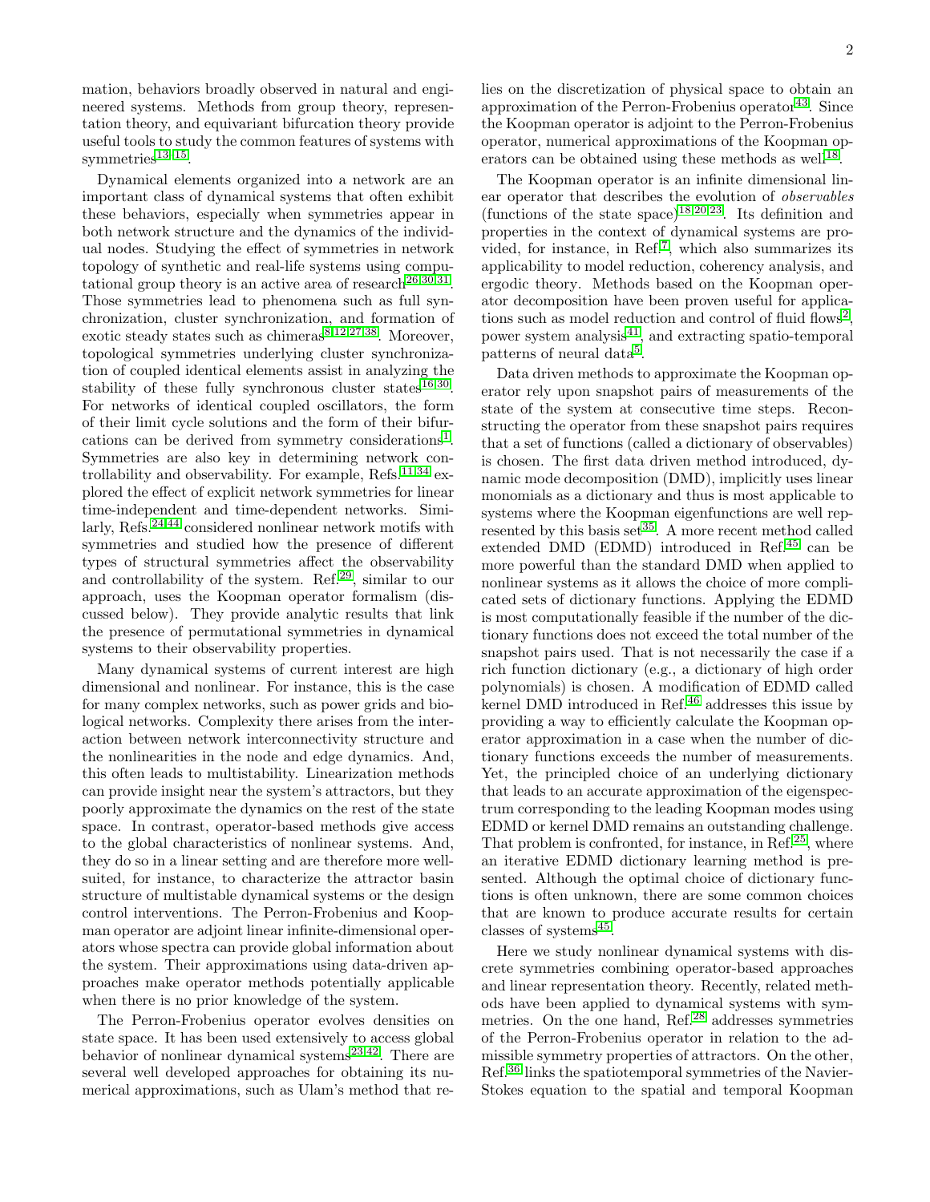mation, behaviors broadly observed in natural and engineered systems. Methods from group theory, representation theory, and equivariant bifurcation theory provide useful tools to study the common features of systems with symmetries[13–15].

Dynamical elements organized into a network are an important class of dynamical systems that often exhibit these behaviors, especially when symmetries appear in both network structure and the dynamics of the individual nodes. Studying the effect of symmetries in network topology of synthetic and real-life systems using computational group theory is an active area of research[26,30,31]. Those symmetries lead to phenomena such as full synchronization, cluster synchronization, and formation of exotic steady states such as chimeras[8,12,27,38]. Moreover, topological symmetries underlying cluster synchronization of coupled identical elements assist in analyzing the stability of these fully synchronous cluster states[16,30]. For networks of identical coupled oscillators, the form of their limit cycle solutions and the form of their bifurcations can be derived from symmetry considerations[1]. Symmetries are also key in determining network controllability and observability. For example, Refs.[11,34] explored the effect of explicit network symmetries for linear time-independent and time-dependent networks. Similarly, Refs.[24,44] considered nonlinear network motifs with symmetries and studied how the presence of different types of structural symmetries affect the observability and controllability of the system. Ref.[29], similar to our approach, uses the Koopman operator formalism (discussed below). They provide analytic results that link the presence of permutational symmetries in dynamical systems to their observability properties.

Many dynamical systems of current interest are high dimensional and nonlinear. For instance, this is the case for many complex networks, such as power grids and biological networks. Complexity there arises from the interaction between network interconnectivity structure and the nonlinearities in the node and edge dynamics. And, this often leads to multistability. Linearization methods can provide insight near the system's attractors, but they poorly approximate the dynamics on the rest of the state space. In contrast, operator-based methods give access to the global characteristics of nonlinear systems. And, they do so in a linear setting and are therefore more well-suited, for instance, to characterize the attractor basin structure of multistable dynamical systems or the design control interventions. The Perron-Frobenius and Koopman operator are adjoint linear infinite-dimensional operators whose spectra can provide global information about the system. Their approximations using data-driven approaches make operator methods potentially applicable when there is no prior knowledge of the system.

The Perron-Frobenius operator evolves densities on state space. It has been used extensively to access global behavior of nonlinear dynamical systems[23,42]. There are several well developed approaches for obtaining its numerical approximations, such as Ulam's method that relies on the discretization of physical space to obtain an approximation of the Perron-Frobenius operator[43]. Since the Koopman operator is adjoint to the Perron-Frobenius operator, numerical approximations of the Koopman operators can be obtained using these methods as well[18].

The Koopman operator is an infinite dimensional linear operator that describes the evolution of *observables* (functions of the state space)[18,20,23]. Its definition and properties in the context of dynamical systems are provided, for instance, in Ref.[7], which also summarizes its applicability to model reduction, coherency analysis, and ergodic theory. Methods based on the Koopman operator decomposition have been proven useful for applications such as model reduction and control of fluid flows[2], power system analysis[41], and extracting spatio-temporal patterns of neural data[5].

Data driven methods to approximate the Koopman operator rely upon snapshot pairs of measurements of the state of the system at consecutive time steps. Reconstructing the operator from these snapshot pairs requires that a set of functions (called a dictionary of observables) is chosen. The first data driven method introduced, dynamic mode decomposition (DMD), implicitly uses linear monomials as a dictionary and thus is most applicable to systems where the Koopman eigenfunctions are well represented by this basis set[35]. A more recent method called extended DMD (EDMD) introduced in Ref.[45] can be more powerful than the standard DMD when applied to nonlinear systems as it allows the choice of more complicated sets of dictionary functions. Applying the EDMD is most computationally feasible if the number of the dictionary functions does not exceed the total number of the snapshot pairs used. That is not necessarily the case if a rich function dictionary (e.g., a dictionary of high order polynomials) is chosen. A modification of EDMD called kernel DMD introduced in Ref.[46] addresses this issue by providing a way to efficiently calculate the Koopman operator approximation in a case when the number of dictionary functions exceeds the number of measurements. Yet, the principled choice of an underlying dictionary that leads to an accurate approximation of the eigenspectrum corresponding to the leading Koopman modes using EDMD or kernel DMD remains an outstanding challenge. That problem is confronted, for instance, in Ref.[25], where an iterative EDMD dictionary learning method is presented. Although the optimal choice of dictionary functions is often unknown, there are some common choices that are known to produce accurate results for certain classes of systems[45].

Here we study nonlinear dynamical systems with discrete symmetries combining operator-based approaches and linear representation theory. Recently, related methods have been applied to dynamical systems with symmetries. On the one hand, Ref.[28] addresses symmetries of the Perron-Frobenius operator in relation to the admissible symmetry properties of attractors. On the other, Ref.[36] links the spatiotemporal symmetries of the Navier-Stokes equation to the spatial and temporal Koopman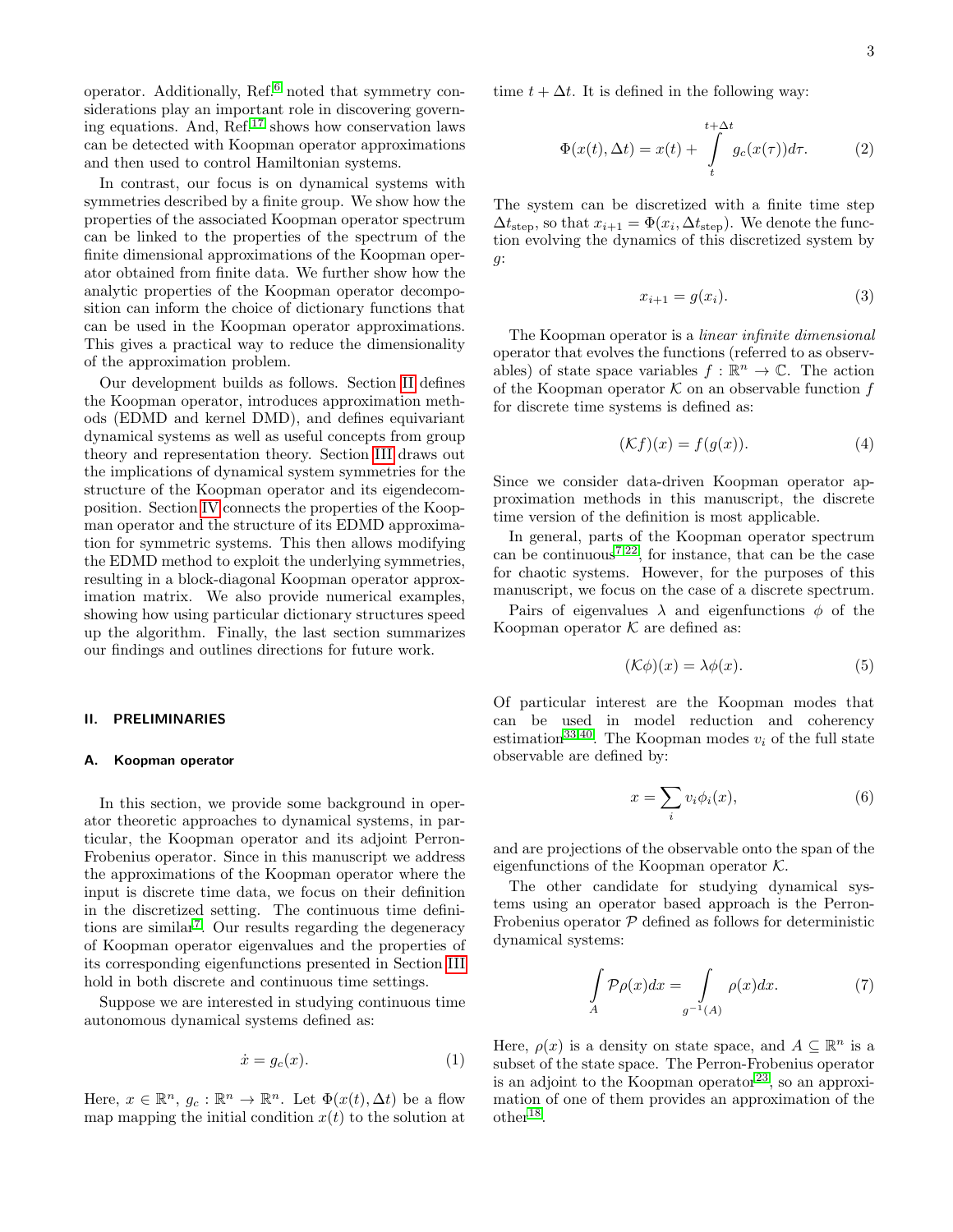operator. Additionally, Ref.[6] noted that symmetry considerations play an important role in discovering governing equations. And, Ref.[17] shows how conservation laws can be detected with Koopman operator approximations and then used to control Hamiltonian systems.

In contrast, our focus is on dynamical systems with symmetries described by a finite group. We show how the properties of the associated Koopman operator spectrum can be linked to the properties of the spectrum of the finite dimensional approximations of the Koopman operator obtained from finite data. We further show how the analytic properties of the Koopman operator decomposition can inform the choice of dictionary functions that can be used in the Koopman operator approximations. This gives a practical way to reduce the dimensionality of the approximation problem.

Our development builds as follows. Section II defines the Koopman operator, introduces approximation methods (EDMD and kernel DMD), and defines equivariant dynamical systems as well as useful concepts from group theory and representation theory. Section III draws out the implications of dynamical system symmetries for the structure of the Koopman operator and its eigendecomposition. Section IV connects the properties of the Koopman operator and the structure of its EDMD approximation for symmetric systems. This then allows modifying the EDMD method to exploit the underlying symmetries, resulting in a block-diagonal Koopman operator approximation matrix. We also provide numerical examples, showing how using particular dictionary structures speed up the algorithm. Finally, the last section summarizes our findings and outlines directions for future work.

## II. PRELIMINARIES

### A. Koopman operator

In this section, we provide some background in operator theoretic approaches to dynamical systems, in particular, the Koopman operator and its adjoint Perron-Frobenius operator. Since in this manuscript we address the approximations of the Koopman operator where the input is discrete time data, we focus on their definition in the discretized setting. The continuous time definitions are similar[7]. Our results regarding the degeneracy of Koopman operator eigenvalues and the properties of its corresponding eigenfunctions presented in Section III hold in both discrete and continuous time settings.

Suppose we are interested in studying continuous time autonomous dynamical systems defined as:

$$\dot{x} = g_c(x). \tag{1}$$

Here, $x \in \mathbb{R}^n$, $g_c : \mathbb{R}^n \to \mathbb{R}^n$. Let $\Phi(x(t), \Delta t)$ be a flow map mapping the initial condition $x(t)$ to the solution at time $t + \Delta t$. It is defined in the following way:

$$\Phi(x(t), \Delta t) = x(t) + \int_{t}^{t+\Delta t} g_c(x(\tau))d\tau. \tag{2}$$

The system can be discretized with a finite time step $\Delta t_{\text{step}}$, so that $x_{i+1} = \Phi(x_i, \Delta t_{\text{step}})$. We denote the function evolving the dynamics of this discretized system by $g$:

$$x_{i+1} = g(x_i). \tag{3}$$

The Koopman operator is a *linear infinite dimensional* operator that evolves the functions (referred to as observables) of state space variables $f : \mathbb{R}^n \to \mathbb{C}$. The action of the Koopman operator $\mathcal{K}$ on an observable function $f$ for discrete time systems is defined as:

$$(\mathcal{K}f)(x) = f(g(x)). \tag{4}$$

Since we consider data-driven Koopman operator approximation methods in this manuscript, the discrete time version of the definition is most applicable.

In general, parts of the Koopman operator spectrum can be continuous[7,22], for instance, that can be the case for chaotic systems. However, for the purposes of this manuscript, we focus on the case of a discrete spectrum.

Pairs of eigenvalues $\lambda$ and eigenfunctions $\phi$ of the Koopman operator $\mathcal{K}$ are defined as:

$$(\mathcal{K}\phi)(x) = \lambda\phi(x). \tag{5}$$

Of particular interest are the Koopman modes that can be used in model reduction and coherency estimation[33,40]. The Koopman modes $v_i$ of the full state observable are defined by:

$$x = \sum_i v_i \phi_i(x), \tag{6}$$

and are projections of the observable onto the span of the eigenfunctions of the Koopman operator $\mathcal{K}$.

The other candidate for studying dynamical systems using an operator based approach is the Perron-Frobenius operator $\mathcal{P}$ defined as follows for deterministic dynamical systems:

$$\int_{A} \mathcal{P}\rho(x)dx = \int_{g^{-1}(A)} \rho(x)dx. \tag{7}$$

Here, $\rho(x)$ is a density on state space, and $A \subseteq \mathbb{R}^n$ is a subset of the state space. The Perron-Frobenius operator is an adjoint to the Koopman operator[23], so an approximation of one of them provides an approximation of the other[18].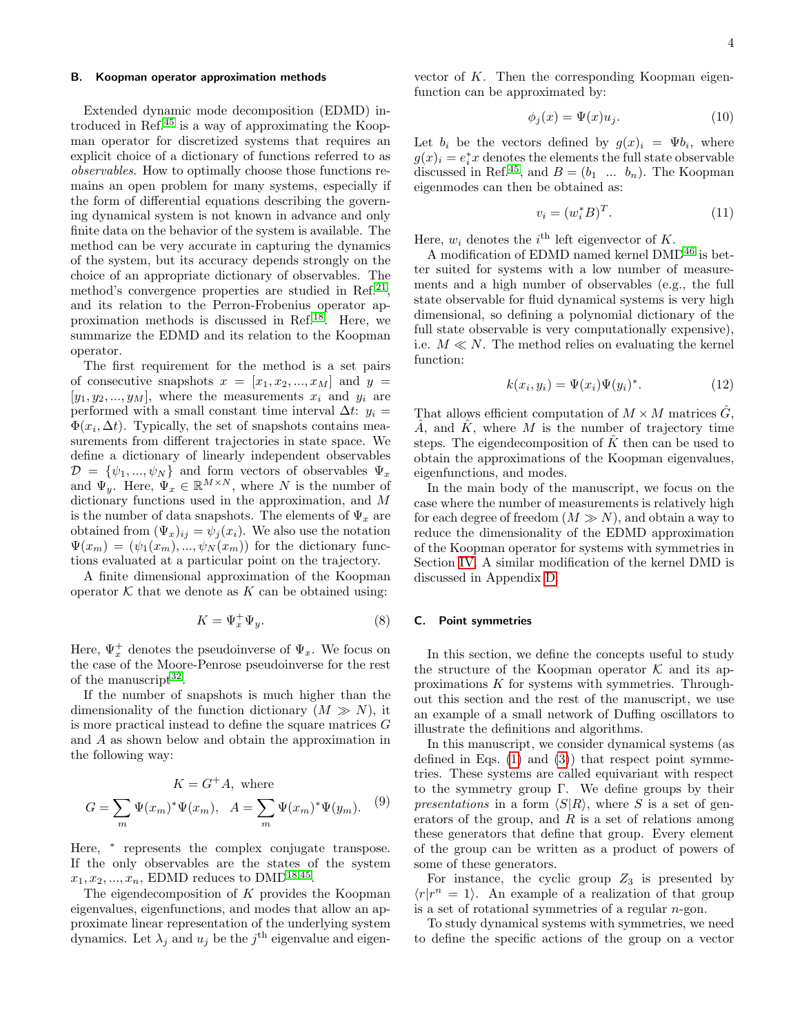### B. Koopman operator approximation methods

Extended dynamic mode decomposition (EDMD) introduced in Ref.[45] is a way of approximating the Koopman operator for discretized systems that requires an explicit choice of a dictionary of functions referred to as *observables*. How to optimally choose those functions remains an open problem for many systems, especially if the form of differential equations describing the governing dynamical system is not known in advance and only finite data on the behavior of the system is available. The method can be very accurate in capturing the dynamics of the system, but its accuracy depends strongly on the choice of an appropriate dictionary of observables. The method's convergence properties are studied in Ref.[21], and its relation to the Perron-Frobenius operator approximation methods is discussed in Ref.[18]. Here, we summarize the EDMD and its relation to the Koopman operator.

The first requirement for the method is a set pairs of consecutive snapshots $x = [x_1, x_2, ..., x_M]$ and $y = [y_1, y_2, ..., y_M]$, where the measurements $x_i$ and $y_i$ are performed with a small constant time interval $\Delta t$: $y_i = \Phi(x_i, \Delta t)$. Typically, the set of snapshots contains measurements from different trajectories in state space. We define a dictionary of linearly independent observables $\mathcal{D} = \{\psi_1, ..., \psi_N\}$ and form vectors of observables $\Psi_x$ and $\Psi_y$. Here, $\Psi_x \in \mathbb{R}^{M\times N}$, where $N$ is the number of dictionary functions used in the approximation, and $M$ is the number of data snapshots. The elements of $\Psi_x$ are obtained from $(\Psi_x)_{ij} = \psi_j(x_i)$. We also use the notation $\Psi(x_m) = (\psi_1(x_m), ..., \psi_N(x_m))$ for the dictionary functions evaluated at a particular point on the trajectory.

A finite dimensional approximation of the Koopman operator $\mathcal{K}$ that we denote as $K$ can be obtained using:

$$K = \Psi_x^+ \Psi_y. \tag{8}$$

Here, $\Psi_x^+$ denotes the pseudoinverse of $\Psi_x$. We focus on the case of the Moore-Penrose pseudoinverse for the rest of the manuscript[32].

If the number of snapshots is much higher than the dimensionality of the function dictionary ($M \gg N$), it is more practical instead to define the square matrices $G$ and $A$ as shown below and obtain the approximation in the following way:

$$\begin{gathered} K = G^+ A, \text{ where} \\ G = \sum_m \Psi(x_m)^* \Psi(x_m), \quad A = \sum_m \Psi(x_m)^* \Psi(y_m). \end{gathered} \tag{9}$$

Here, $^*$ represents the complex conjugate transpose. If the only observables are the states of the system $x_1, x_2, ..., x_n$, EDMD reduces to DMD[18,45].

The eigendecomposition of $K$ provides the Koopman eigenvalues, eigenfunctions, and modes that allow an approximate linear representation of the underlying system dynamics. Let $\lambda_j$ and $u_j$ be the $j^{\text{th}}$ eigenvalue and eigenvector of $K$. Then the corresponding Koopman eigenfunction can be approximated by:

$$\phi_j(x) = \Psi(x) u_j. \tag{10}$$

Let $b_i$ be the vectors defined by $g(x)_i = \Psi b_i$, where $g(x)_i = e_i^* x$ denotes the elements the full state observable discussed in Ref.[45], and $B = (b_1 \ \ ... \ \ b_n)$. The Koopman eigenmodes can then be obtained as:

$$v_i = (w_i^* B)^T. \tag{11}$$

Here, $w_i$ denotes the $i^{\text{th}}$ left eigenvector of $K$.

A modification of EDMD named kernel DMD[46] is better suited for systems with a low number of measurements and a high number of observables (e.g., the full state observable for fluid dynamical systems is very high dimensional, so defining a polynomial dictionary of the full state observable is very computationally expensive), i.e. $M \ll N$. The method relies on evaluating the kernel function:

$$k(x_i, y_i) = \Psi(x_i) \Psi(y_i)^*. \tag{12}$$

That allows efficient computation of $M \times M$ matrices $\hat{G}$, $\hat{A}$, and $\hat{K}$, where $M$ is the number of trajectory time steps. The eigendecomposition of $\hat{K}$ then can be used to obtain the approximations of the Koopman eigenvalues, eigenfunctions, and modes.

In the main body of the manuscript, we focus on the case where the number of measurements is relatively high for each degree of freedom ($M \gg N$), and obtain a way to reduce the dimensionality of the EDMD approximation of the Koopman operator for systems with symmetries in Section IV. A similar modification of the kernel DMD is discussed in Appendix D.

### C. Point symmetries

In this section, we define the concepts useful to study the structure of the Koopman operator $\mathcal{K}$ and its approximations $K$ for systems with symmetries. Throughout this section and the rest of the manuscript, we use an example of a small network of Duffing oscillators to illustrate the definitions and algorithms.

In this manuscript, we consider dynamical systems (as defined in Eqs. (1) and (3)) that respect point symmetries. These systems are called equivariant with respect to the symmetry group $\Gamma$. We define groups by their *presentations* in a form $\langle S|R \rangle$, where $S$ is a set of generators of the group, and $R$ is a set of relations among these generators that define that group. Every element of the group can be written as a product of powers of some of these generators.

For instance, the cyclic group $Z_3$ is presented by $\langle r | r^n = 1 \rangle$. An example of a realization of that group is a set of rotational symmetries of a regular $n$-gon.

To study dynamical systems with symmetries, we need to define the specific actions of the group on a vector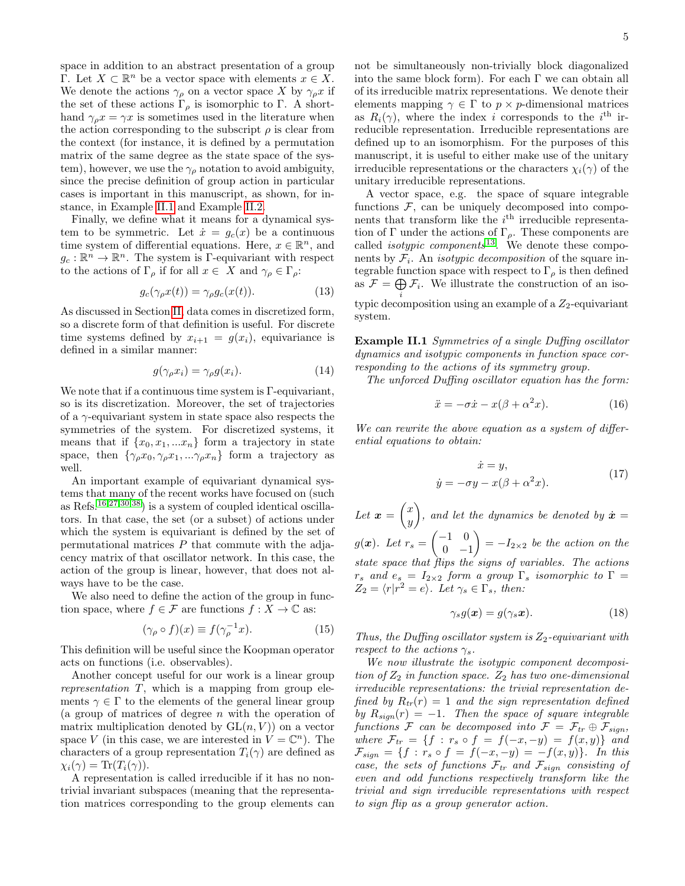space in addition to an abstract presentation of a group $\Gamma$. Let $X \subset \mathbb{R}^n$ be a vector space with elements $x \in X$. We denote the actions $\gamma_\rho$ on a vector space $X$ by $\gamma_\rho x$ if the set of these actions $\Gamma_\rho$ is isomorphic to $\Gamma$. A shorthand $\gamma_\rho x = \gamma x$ is sometimes used in the literature when the action corresponding to the subscript $\rho$ is clear from the context (for instance, it is defined by a permutation matrix of the same degree as the state space of the system), however, we use the $\gamma_\rho$ notation to avoid ambiguity, since the precise definition of group action in particular cases is important in this manuscript, as shown, for instance, in Example II.1 and Example II.2.

Finally, we define what it means for a dynamical system to be symmetric. Let $\dot{x} = g_c(x)$ be a continuous time system of differential equations. Here, $x \in \mathbb{R}^n$, and $g_c : \mathbb{R}^n \to \mathbb{R}^n$. The system is $\Gamma$-equivariant with respect to the actions of $\Gamma_\rho$ if for all $x \in X$ and $\gamma_\rho \in \Gamma_\rho$:

$$g_c(\gamma_\rho x(t)) = \gamma_\rho g_c(x(t)). \tag{13}$$

As discussed in Section II, data comes in discretized form, so a discrete form of that definition is useful. For discrete time systems defined by $x_{i+1} = g(x_i)$, equivariance is defined in a similar manner:

$$g(\gamma_\rho x_i) = \gamma_\rho g(x_i). \tag{14}$$

We note that if a continuous time system is $\Gamma$-equivariant, so is its discretization. Moreover, the set of trajectories of a $\gamma$-equivariant system in state space also respects the symmetries of the system. For discretized systems, it means that if $\{x_0, x_1, ...x_n\}$ form a trajectory in state space, then $\{\gamma_\rho x_0, \gamma_\rho x_1, ...\gamma_\rho x_n\}$ form a trajectory as well.

An important example of equivariant dynamical systems that many of the recent works have focused on (such as Refs.[16,27,30,38]) is a system of coupled identical oscillators. In that case, the set (or a subset) of actions under which the system is equivariant is defined by the set of permutational matrices $P$ that commute with the adjacency matrix of that oscillator network. In this case, the action of the group is linear, however, that does not always have to be the case.

We also need to define the action of the group in function space, where $f \in \mathcal{F}$ are functions $f : X \to \mathbb{C}$ as:

$$(\gamma_\rho \circ f)(x) \equiv f(\gamma_\rho^{-1} x). \tag{15}$$

This definition will be useful since the Koopman operator acts on functions (i.e. observables).

Another concept useful for our work is a linear group *representation* $T$, which is a mapping from group elements $\gamma \in \Gamma$ to the elements of the general linear group (a group of matrices of degree $n$ with the operation of matrix multiplication denoted by $\mathrm{GL}(n, V)$) on a vector space $V$ (in this case, we are interested in $V = \mathbb{C}^n$). The characters of a group representation $T_i(\gamma)$ are defined as $\chi_i(\gamma) = \mathrm{Tr}(T_i(\gamma))$.

A representation is called irreducible if it has no non-trivial invariant subspaces (meaning that the representation matrices corresponding to the group elements can not be simultaneously non-trivially block diagonalized into the same block form). For each $\Gamma$ we can obtain all of its irreducible matrix representations. We denote their elements mapping $\gamma \in \Gamma$ to $p \times p$-dimensional matrices as $R_i(\gamma)$, where the index $i$ corresponds to the $i^{\text{th}}$ irreducible representation. Irreducible representations are defined up to an isomorphism. For the purposes of this manuscript, it is useful to either make use of the unitary irreducible representations or the characters $\chi_i(\gamma)$ of the unitary irreducible representations.

A vector space, e.g. the space of square integrable functions $\mathcal{F}$, can be uniquely decomposed into components that transform like the $i^{\text{th}}$ irreducible representation of $\Gamma$ under the actions of $\Gamma_\rho$. These components are called *isotypic components*[13]. We denote these components by $\mathcal{F}_i$. An *isotypic decomposition* of the square integrable function space with respect to $\Gamma_\rho$ is then defined as $\mathcal{F} = \bigoplus_i \mathcal{F}_i$. We illustrate the construction of an isotypic decomposition using an example of a $Z_2$-equivariant system.

**Example II.1** *Symmetries of a single Duffing oscillator dynamics and isotypic components in function space corresponding to the actions of its symmetry group.*

*The unforced Duffing oscillator equation has the form:*

$$\ddot{x} = -\sigma\dot{x} - x(\beta + \alpha^2 x). \tag{16}$$

*We can rewrite the above equation as a system of differential equations to obtain:*

$$\begin{aligned} \dot{x} &= y, \\ \dot{y} &= -\sigma y - x(\beta + \alpha^2 x). \end{aligned} \tag{17}$$

*Let* $\boldsymbol{x} = \begin{pmatrix} x \\ y \end{pmatrix}$, *and let the dynamics be denoted by* $\dot{\boldsymbol{x}} = g(\boldsymbol{x})$. *Let* $r_s = \begin{pmatrix} -1 & 0 \\ 0 & -1 \end{pmatrix} = -I_{2\times 2}$ *be the action on the state space that flips the signs of variables. The actions* $r_s$ *and* $e_s = I_{2\times 2}$ *form a group* $\Gamma_s$ *isomorphic to* $\Gamma = Z_2 = \langle r | r^2 = e \rangle$. *Let* $\gamma_s \in \Gamma_s$, *then:*

$$\gamma_s g(\boldsymbol{x}) = g(\gamma_s \boldsymbol{x}). \tag{18}$$

*Thus, the Duffing oscillator system is* $Z_2$*-equivariant with respect to the actions* $\gamma_s$.

*We now illustrate the isotypic component decomposition of* $Z_2$ *in function space.* $Z_2$ *has two one-dimensional irreducible representations: the trivial representation defined by* $R_{tr}(r) = 1$ *and the sign representation defined by* $R_{sign}(r) = -1$. *Then the space of square integrable functions* $\mathcal{F}$ *can be decomposed into* $\mathcal{F} = \mathcal{F}_{tr} \oplus \mathcal{F}_{sign}$, *where* $\mathcal{F}_{tr} = \{f : r_s \circ f = f(-x, -y) = f(x, y)\}$ *and* $\mathcal{F}_{sign} = \{f : r_s \circ f = f(-x, -y) = -f(x, y)\}$. *In this case, the sets of functions* $\mathcal{F}_{tr}$ *and* $\mathcal{F}_{sign}$ *consisting of even and odd functions respectively transform like the trivial and sign irreducible representations with respect to sign flip as a group generator action.*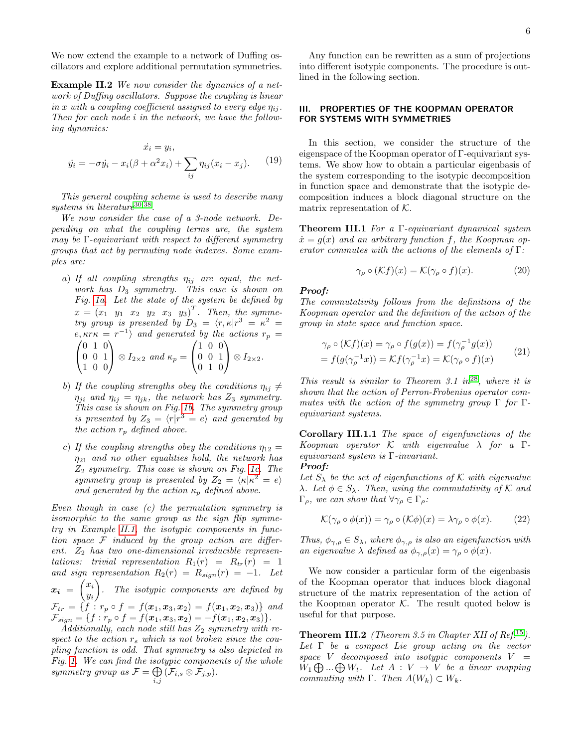We now extend the example to a network of Duffing oscillators and explore additional permutation symmetries.

**Example II.2** *We now consider the dynamics of a network of Duffing oscillators. Suppose the coupling is linear in x with a coupling coefficient assigned to every edge $\eta_{ij}$. Then for each node i in the network, we have the following dynamics:*

$$\begin{aligned} \dot{x_i} &= y_i, \\ \dot{y_i} &= -\sigma \dot{y_i} - x_i(\beta + \alpha^2 x_i) + \sum_{ij} \eta_{ij}(x_i - x_j). \end{aligned} \tag{19}$$

*This general coupling scheme is used to describe many systems in literature*[30,38].

*We now consider the case of a 3-node network. Depending on what the coupling terms are, the system may be Γ-equivariant with respect to different symmetry groups that act by permuting node indexes. Some examples are:*

- *a) If all coupling strengths $\eta_{ij}$ are equal, the network has $D_3$ symmetry. This case is shown on Fig. 1a. Let the state of the system be defined by $x = (x_1 \ \ y_1 \ \ x_2 \ \ y_2 \ \ x_3 \ \ y_3)^T$. Then, the symmetry group is presented by $D_3 = \langle r, \kappa | r^3 = \kappa^2 = e, \kappa r \kappa = r^{-1} \rangle$ and generated by the actions $r_p = \begin{pmatrix} 0 & 1 & 0 \\ 0 & 0 & 1 \\ 1 & 0 & 0 \end{pmatrix} \otimes I_{2\times 2}$ and $\kappa_p = \begin{pmatrix} 1 & 0 & 0 \\ 0 & 0 & 1 \\ 0 & 1 & 0 \end{pmatrix} \otimes I_{2\times 2}$.*
- *b) If the coupling strengths obey the conditions $\eta_{ij} \neq \eta_{ji}$ and $\eta_{ij} = \eta_{jk}$, the network has $Z_3$ symmetry. This case is shown on Fig. 1b. The symmetry group is presented by $Z_3 = \langle r | r^3 = e \rangle$ and generated by the action $r_p$ defined above.*
- *c) If the coupling strengths obey the conditions $\eta_{12} = \eta_{21}$ and no other equalities hold, the network has $Z_2$ symmetry. This case is shown on Fig. 1c. The symmetry group is presented by $Z_2 = \langle \kappa | \kappa^2 = e \rangle$ and generated by the action $\kappa_p$ defined above.*

*Even though in case (c) the permutation symmetry is isomorphic to the same group as the sign flip symmetry in Example II.1, the isotypic components in function space $\mathcal{F}$ induced by the group action are different. $Z_2$ has two one-dimensional irreducible representations: trivial representation $R_1(r) = R_{tr}(r) = 1$ and sign representation $R_2(r) = R_{sign}(r) = -1$. Let $\boldsymbol{x_i} = \begin{pmatrix} x_i \\ y_i \end{pmatrix}$. The isotypic components are defined by $\mathcal{F}_{tr} = \{f : r_p \circ f = f(\boldsymbol{x}_1, \boldsymbol{x}_3, \boldsymbol{x}_2) = f(\boldsymbol{x}_1, \boldsymbol{x}_2, \boldsymbol{x}_3)\}$ and $\mathcal{F}_{sign} = \{f : r_p \circ f = f(\boldsymbol{x}_1, \boldsymbol{x}_3, \boldsymbol{x}_2) = -f(\boldsymbol{x}_1, \boldsymbol{x}_2, \boldsymbol{x}_3)\}$.*

*Additionally, each node still has $Z_2$ symmetry with respect to the action $r_s$ which is not broken since the coupling function is odd. That symmetry is also depicted in Fig. 1. We can find the isotypic components of the whole symmetry group as $\mathcal{F} = \bigoplus_{i,j} (\mathcal{F}_{i,s} \otimes \mathcal{F}_{j,p})$.*

Any function can be rewritten as a sum of projections into different isotypic components. The procedure is outlined in the following section.

## III. PROPERTIES OF THE KOOPMAN OPERATOR FOR SYSTEMS WITH SYMMETRIES

In this section, we consider the structure of the eigenspace of the Koopman operator of Γ-equivariant systems. We show how to obtain a particular eigenbasis of the system corresponding to the isotypic decomposition in function space and demonstrate that the isotypic decomposition induces a block diagonal structure on the matrix representation of $\mathcal{K}$.

**Theorem III.1** *For a Γ-equivariant dynamical system $\dot{x} = g(x)$ and an arbitrary function $f$, the Koopman operator commutes with the actions of the elements of Γ:*

$$\gamma_\rho \circ (\mathcal{K}f)(x) = \mathcal{K}(\gamma_\rho \circ f)(x). \tag{20}$$

***Proof:***
*The commutativity follows from the definitions of the Koopman operator and the definition of the action of the group in state space and function space.*

$$\begin{aligned} &\gamma_\rho \circ (\mathcal{K}f)(x) = \gamma_\rho \circ f(g(x)) = f(\gamma_\rho^{-1} g(x)) \\ &= f(g(\gamma_\rho^{-1} x)) = \mathcal{K}f(\gamma_\rho^{-1} x) = \mathcal{K}(\gamma_\rho \circ f)(x) \end{aligned} \tag{21}$$

*This result is similar to Theorem 3.1 in*[28]*, where it is shown that the action of Perron-Frobenius operator commutes with the action of the symmetry group Γ for Γ-equivariant systems.*

**Corollary III.1.1** *The space of eigenfunctions of the Koopman operator $\mathcal{K}$ with eigenvalue λ for a Γ-equivariant system is Γ-invariant.*
***Proof:***
*Let $S_\lambda$ be the set of eigenfunctions of $\mathcal{K}$ with eigenvalue λ. Let $\phi \in S_\lambda$. Then, using the commutativity of $\mathcal{K}$ and $\Gamma_\rho$, we can show that $\forall \gamma_\rho \in \Gamma_\rho$:*

$$\mathcal{K}(\gamma_\rho \circ \phi(x)) = \gamma_\rho \circ (\mathcal{K}\phi)(x) = \lambda \gamma_\rho \circ \phi(x). \tag{22}$$

*Thus, $\phi_{\gamma,\rho} \in S_\lambda$, where $\phi_{\gamma,\rho}$ is also an eigenfunction with an eigenvalue λ defined as $\phi_{\gamma,\rho}(x) = \gamma_\rho \circ \phi(x)$.*

We now consider a particular form of the eigenbasis of the Koopman operator that induces block diagonal structure of the matrix representation of the action of the Koopman operator $\mathcal{K}$. The result quoted below is useful for that purpose.

**Theorem III.2** *(Theorem 3.5 in Chapter XII of Ref.*[15]*). Let Γ be a compact Lie group acting on the vector space $V$ decomposed into isotypic components $V = W_1 \bigoplus ... \bigoplus W_t$. Let $A : V \to V$ be a linear mapping commuting with Γ. Then $A(W_k) \subset W_k$.*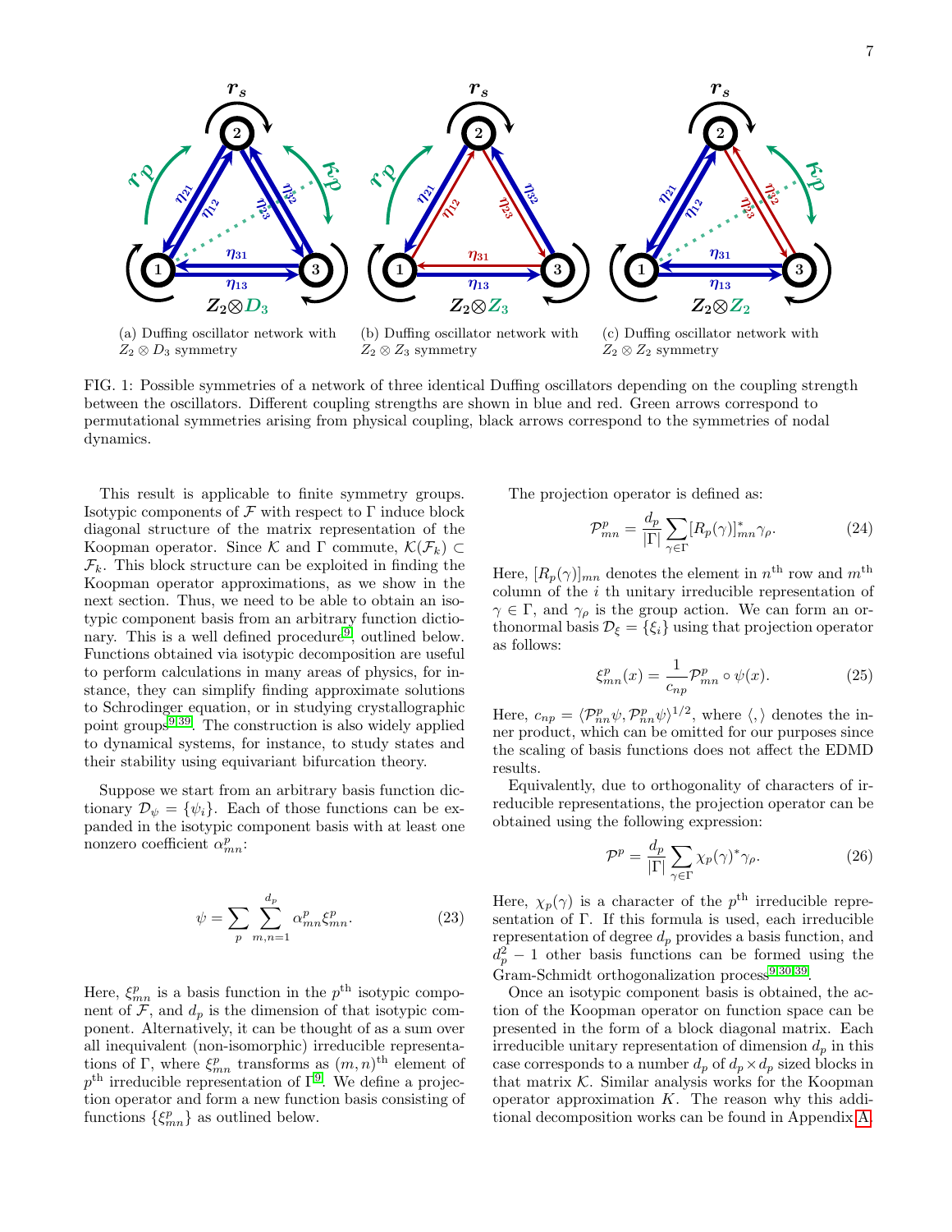(a) Duffing oscillator network with $Z_2 \otimes D_3$ symmetry

(b) Duffing oscillator network with $Z_2 \otimes Z_3$ symmetry

(c) Duffing oscillator network with $Z_2 \otimes Z_2$ symmetry

FIG. 1: Possible symmetries of a network of three identical Duffing oscillators depending on the coupling strength between the oscillators. Different coupling strengths are shown in blue and red. Green arrows correspond to permutational symmetries arising from physical coupling, black arrows correspond to the symmetries of nodal dynamics.

This result is applicable to finite symmetry groups. Isotypic components of $\mathcal{F}$ with respect to $\Gamma$ induce block diagonal structure of the matrix representation of the Koopman operator. Since $\mathcal{K}$ and $\Gamma$ commute, $\mathcal{K}(\mathcal{F}_k) \subset \mathcal{F}_k$. This block structure can be exploited in finding the Koopman operator approximations, as we show in the next section. Thus, we need to be able to obtain an isotypic component basis from an arbitrary function dictionary. This is a well defined procedure[9], outlined below. Functions obtained via isotypic decomposition are useful to perform calculations in many areas of physics, for instance, they can simplify finding approximate solutions to Schrodinger equation, or in studying crystallographic point groups[9,39]. The construction is also widely applied to dynamical systems, for instance, to study states and their stability using equivariant bifurcation theory.

Suppose we start from an arbitrary basis function dictionary $\mathcal{D}_\psi = \{\psi_i\}$. Each of those functions can be expanded in the isotypic component basis with at least one nonzero coefficient $\alpha^p_{mn}$:

$$\psi = \sum_p \sum_{m,n=1}^{d_p} \alpha^p_{mn} \xi^p_{mn}. \tag{23}$$

Here, $\xi^p_{mn}$ is a basis function in the $p^{\text{th}}$ isotypic component of $\mathcal{F}$, and $d_p$ is the dimension of that isotypic component. Alternatively, it can be thought of as a sum over all inequivalent (non-isomorphic) irreducible representations of $\Gamma$, where $\xi^p_{mn}$ transforms as $(m,n)^{\text{th}}$ element of $p^{\text{th}}$ irreducible representation of $\Gamma$[9]. We define a projection operator and form a new function basis consisting of functions $\{\xi^p_{mn}\}$ as outlined below.

The projection operator is defined as:

$$\mathcal{P}^p_{mn} = \frac{d_p}{|\Gamma|} \sum_{\gamma\in\Gamma} [R_p(\gamma)]^*_{mn} \gamma_\rho. \tag{24}$$

Here, $[R_p(\gamma)]_{mn}$ denotes the element in $n^{\text{th}}$ row and $m^{\text{th}}$ column of the $i$ th unitary irreducible representation of $\gamma \in \Gamma$, and $\gamma_\rho$ is the group action. We can form an orthonormal basis $\mathcal{D}_\xi = \{\xi_i\}$ using that projection operator as follows:

$$\xi^p_{mn}(x) = \frac{1}{c_{np}} \mathcal{P}^p_{mn} \circ \psi(x). \tag{25}$$

Here, $c_{np} = \langle \mathcal{P}^p_{nn}\psi, \mathcal{P}^p_{nn}\psi \rangle^{1/2}$, where $\langle, \rangle$ denotes the inner product, which can be omitted for our purposes since the scaling of basis functions does not affect the EDMD results.

Equivalently, due to orthogonality of characters of irreducible representations, the projection operator can be obtained using the following expression:

$$\mathcal{P}^p = \frac{d_p}{|\Gamma|} \sum_{\gamma\in\Gamma} \chi_p(\gamma)^* \gamma_\rho. \tag{26}$$

Here, $\chi_p(\gamma)$ is a character of the $p^{\text{th}}$ irreducible representation of $\Gamma$. If this formula is used, each irreducible representation of degree $d_p$ provides a basis function, and $d_p^2 - 1$ other basis functions can be formed using the Gram-Schmidt orthogonalization process[9,30,39].

Once an isotypic component basis is obtained, the action of the Koopman operator on function space can be presented in the form of a block diagonal matrix. Each irreducible unitary representation of dimension $d_p$ in this case corresponds to a number $d_p$ of $d_p \times d_p$ sized blocks in that matrix $\mathcal{K}$. Similar analysis works for the Koopman operator approximation $K$. The reason why this additional decomposition works can be found in Appendix A.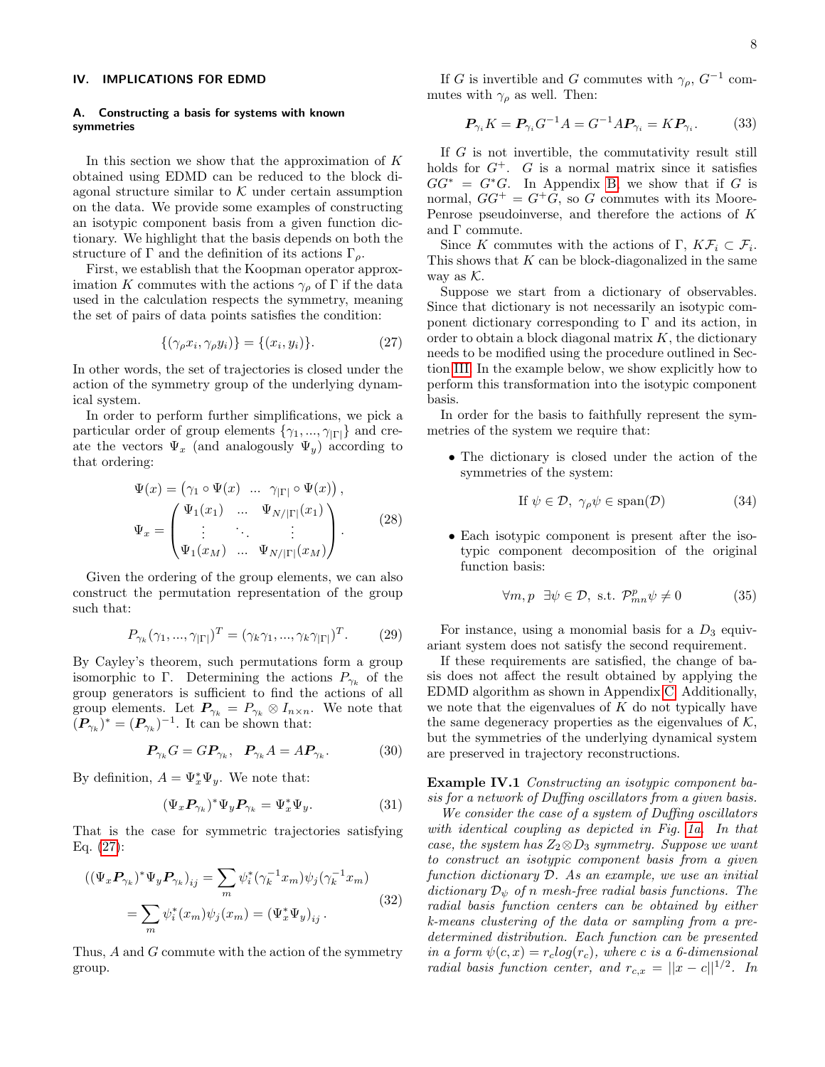## IV. IMPLICATIONS FOR EDMD

### A. Constructing a basis for systems with known symmetries

In this section we show that the approximation of $K$ obtained using EDMD can be reduced to the block diagonal structure similar to $\mathcal{K}$ under certain assumption on the data. We provide some examples of constructing an isotypic component basis from a given function dictionary. We highlight that the basis depends on both the structure of $\Gamma$ and the definition of its actions $\Gamma_\rho$.

First, we establish that the Koopman operator approximation $K$ commutes with the actions $\gamma_\rho$ of $\Gamma$ if the data used in the calculation respects the symmetry, meaning the set of pairs of data points satisfies the condition:

$$\{(\gamma_\rho x_i, \gamma_\rho y_i)\} = \{(x_i, y_i)\}. \tag{27}$$

In other words, the set of trajectories is closed under the action of the symmetry group of the underlying dynamical system.

In order to perform further simplifications, we pick a particular order of group elements $\{\gamma_1, ..., \gamma_{|\Gamma|}\}$ and create the vectors $\Psi_x$ (and analogously $\Psi_y$) according to that ordering:

$$\Psi(x) = \begin{pmatrix}\gamma_1 \circ \Psi(x) & ... & \gamma_{|\Gamma|} \circ \Psi(x)\end{pmatrix},$$
$$\Psi_x = \begin{pmatrix} \Psi_1(x_1) & ... & \Psi_{N/|\Gamma|}(x_1) \\ \vdots & \ddots & \vdots \\ \Psi_1(x_M) & ... & \Psi_{N/|\Gamma|}(x_M) \end{pmatrix}. \tag{28}$$

Given the ordering of the group elements, we can also construct the permutation representation of the group such that:

$$P_{\gamma_k}(\gamma_1, ..., \gamma_{|\Gamma|})^T = (\gamma_k\gamma_1, ..., \gamma_k\gamma_{|\Gamma|})^T. \tag{29}$$

By Cayley's theorem, such permutations form a group isomorphic to $\Gamma$. Determining the actions $P_{\gamma_k}$ of the group generators is sufficient to find the actions of all group elements. Let $\boldsymbol{P}_{\gamma_k} = P_{\gamma_k} \otimes I_{n\times n}$. We note that $(\boldsymbol{P}_{\gamma_k})^* = (\boldsymbol{P}_{\gamma_k})^{-1}$. It can be shown that:

$$\boldsymbol{P}_{\gamma_k} G = G\boldsymbol{P}_{\gamma_k}, \quad \boldsymbol{P}_{\gamma_k} A = A\boldsymbol{P}_{\gamma_k}. \tag{30}$$

By definition, $A = \Psi_x^* \Psi_y$. We note that:

$$(\Psi_x \boldsymbol{P}_{\gamma_k})^* \Psi_y \boldsymbol{P}_{\gamma_k} = \Psi_x^* \Psi_y. \tag{31}$$

That is the case for symmetric trajectories satisfying Eq. (27):

$$\begin{aligned}((\Psi_x \boldsymbol{P}_{\gamma_k})^* \Psi_y \boldsymbol{P}_{\gamma_k})_{ij} &= \sum_m \psi_i^*(\gamma_k^{-1} x_m)\psi_j(\gamma_k^{-1} x_m) \\ &= \sum_m \psi_i^*(x_m)\psi_j(x_m) = (\Psi_x^* \Psi_y)_{ij}\,.\end{aligned} \tag{32}$$

Thus, $A$ and $G$ commute with the action of the symmetry group.

If $G$ is invertible and $G$ commutes with $\gamma_\rho$, $G^{-1}$ commutes with $\gamma_\rho$ as well. Then:

$$\boldsymbol{P}_{\gamma_i} K = \boldsymbol{P}_{\gamma_i} G^{-1} A = G^{-1} A \boldsymbol{P}_{\gamma_i} = K\boldsymbol{P}_{\gamma_i}. \tag{33}$$

If $G$ is not invertible, the commutativity result still holds for $G^+$. $G$ is a normal matrix since it satisfies $GG^* = G^*G$. In Appendix B, we show that if $G$ is normal, $GG^+ = G^+G$, so $G$ commutes with its Moore-Penrose pseudoinverse, and therefore the actions of $K$ and $\Gamma$ commute.

Since $K$ commutes with the actions of $\Gamma$, $K\mathcal{F}_i \subset \mathcal{F}_i$. This shows that $K$ can be block-diagonalized in the same way as $\mathcal{K}$.

Suppose we start from a dictionary of observables. Since that dictionary is not necessarily an isotypic component dictionary corresponding to $\Gamma$ and its action, in order to obtain a block diagonal matrix $K$, the dictionary needs to be modified using the procedure outlined in Section III. In the example below, we show explicitly how to perform this transformation into the isotypic component basis.

In order for the basis to faithfully represent the symmetries of the system we require that:

- The dictionary is closed under the action of the symmetries of the system:

$$\text{If } \psi \in \mathcal{D}, \ \gamma_\rho \psi \in \text{span}(\mathcal{D}) \tag{34}$$

- Each isotypic component is present after the isotypic component decomposition of the original function basis:

$$\forall m, p \ \ \exists \psi \in \mathcal{D}, \text{ s.t. } \mathcal{P}^p_{mn}\psi \neq 0 \tag{35}$$

For instance, using a monomial basis for a $D_3$ equivariant system does not satisfy the second requirement.

If these requirements are satisfied, the change of basis does not affect the result obtained by applying the EDMD algorithm as shown in Appendix C. Additionally, we note that the eigenvalues of $K$ do not typically have the same degeneracy properties as the eigenvalues of $\mathcal{K}$, but the symmetries of the underlying dynamical system are preserved in trajectory reconstructions.

**Example IV.1** *Constructing an isotypic component basis for a network of Duffing oscillators from a given basis.*

*We consider the case of a system of Duffing oscillators with identical coupling as depicted in Fig. 1a. In that case, the system has $Z_2 \otimes D_3$ symmetry. Suppose we want to construct an isotypic component basis from a given function dictionary $\mathcal{D}$. As an example, we use an initial dictionary $\mathcal{D}_\psi$ of $n$ mesh-free radial basis functions. The radial basis function centers can be obtained by either k-means clustering of the data or sampling from a predetermined distribution. Each function can be presented in a form $\psi(c, x) = r_c log(r_c)$, where $c$ is a 6-dimensional radial basis function center, and $r_{c,x} = ||x - c||^{1/2}$. In*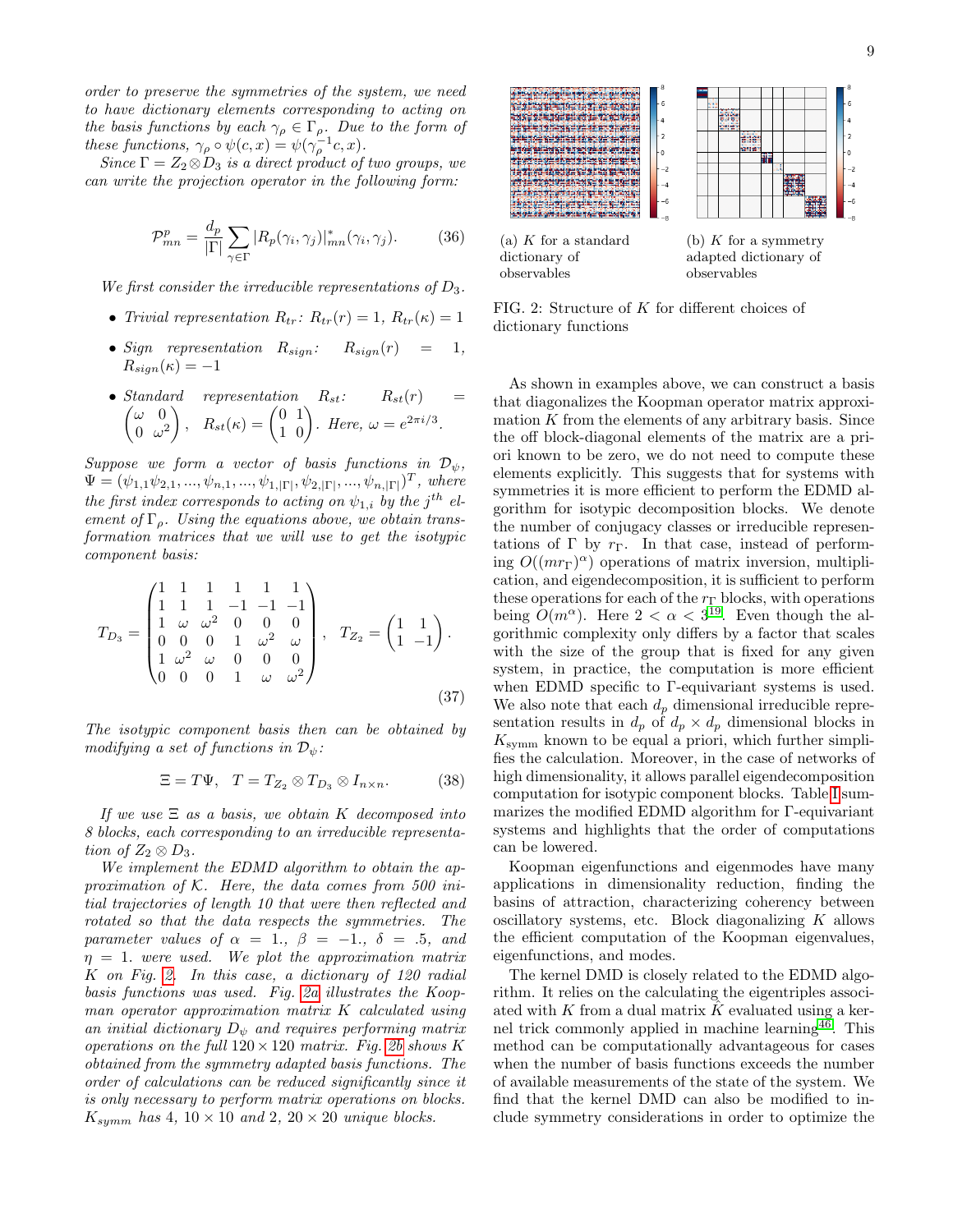*order to preserve the symmetries of the system, we need to have dictionary elements corresponding to acting on the basis functions by each $\gamma_\rho \in \Gamma_\rho$. Due to the form of these functions, $\gamma_\rho \circ \psi(c, x) = \psi(\gamma_\rho^{-1} c, x)$.*

*Since $\Gamma = Z_2 \otimes D_3$ is a direct product of two groups, we can write the projection operator in the following form:*

$$\mathcal{P}^p_{mn} = \frac{d_p}{|\Gamma|} \sum_{\gamma \in \Gamma} |R_p(\gamma_i, \gamma_j)|^*_{mn}(\gamma_i, \gamma_j). \tag{36}$$

*We first consider the irreducible representations of $D_3$.*

- *Trivial representation $R_{tr}$: $R_{tr}(r) = 1$, $R_{tr}(\kappa) = 1$*
- *Sign representation $R_{sign}$: $R_{sign}(r) = 1$, $R_{sign}(\kappa) = -1$*
- *Standard representation $R_{st}$: $R_{st}(r) = \begin{pmatrix} \omega & 0 \\ 0 & \omega^2 \end{pmatrix}$, $R_{st}(\kappa) = \begin{pmatrix} 0 & 1 \\ 1 & 0 \end{pmatrix}$. Here, $\omega = e^{2\pi i/3}$.*

*Suppose we form a vector of basis functions in $\mathcal{D}_\psi$, $\Psi = (\psi_{1,1}\psi_{2,1}, ..., \psi_{n,1}, ..., \psi_{1,|\Gamma|}, \psi_{2,|\Gamma|}, ..., \psi_{n,|\Gamma|})^T$, where the first index corresponds to acting on $\psi_{1,i}$ by the $j^{th}$ element of $\Gamma_\rho$. Using the equations above, we obtain transformation matrices that we will use to get the isotypic component basis:*

$$T_{D_3} = \begin{pmatrix} 1 & 1 & 1 & 1 & 1 & 1 \\ 1 & 1 & 1 & -1 & -1 & -1 \\ 1 & \omega & \omega^2 & 0 & 0 & 0 \\ 0 & 0 & 0 & 1 & \omega^2 & \omega \\ 1 & \omega^2 & \omega & 0 & 0 & 0 \\ 0 & 0 & 0 & 1 & \omega & \omega^2 \end{pmatrix}, \quad T_{Z_2} = \begin{pmatrix} 1 & 1 \\ 1 & -1 \end{pmatrix}. \tag{37}$$

*The isotypic component basis then can be obtained by modifying a set of functions in $\mathcal{D}_\psi$:*

$$\Xi = T\Psi, \quad T = T_{Z_2} \otimes T_{D_3} \otimes I_{n \times n}. \tag{38}$$

*If we use $\Xi$ as a basis, we obtain $K$ decomposed into 8 blocks, each corresponding to an irreducible representation of $Z_2 \otimes D_3$.*

*We implement the EDMD algorithm to obtain the approximation of $\mathcal{K}$. Here, the data comes from 500 initial trajectories of length 10 that were then reflected and rotated so that the data respects the symmetries. The parameter values of $\alpha = 1.$, $\beta = -1.$, $\delta = .5$, and $\eta = 1.$ were used. We plot the approximation matrix $K$ on Fig. 2. In this case, a dictionary of 120 radial basis functions was used. Fig. 2a illustrates the Koopman operator approximation matrix $K$ calculated using an initial dictionary $D_\psi$ and requires performing matrix operations on the full $120 \times 120$ matrix. Fig. 2b shows $K$ obtained from the symmetry adapted basis functions. The order of calculations can be reduced significantly since it is only necessary to perform matrix operations on blocks. $K_{symm}$ has 4, $10 \times 10$ and 2, $20 \times 20$ unique blocks.*

(a) $K$ for a standard dictionary of observables

(b) $K$ for a symmetry adapted dictionary of observables

FIG. 2: Structure of $K$ for different choices of dictionary functions

As shown in examples above, we can construct a basis that diagonalizes the Koopman operator matrix approximation $K$ from the elements of any arbitrary basis. Since the off block-diagonal elements of the matrix are a priori known to be zero, we do not need to compute these elements explicitly. This suggests that for systems with symmetries it is more efficient to perform the EDMD algorithm for isotypic decomposition blocks. We denote the number of conjugacy classes or irreducible representations of $\Gamma$ by $r_\Gamma$. In that case, instead of performing $O((mr_\Gamma)^\alpha)$ operations of matrix inversion, multiplication, and eigendecomposition, it is sufficient to perform these operations for each of the $r_\Gamma$ blocks, with operations being $O(m^\alpha)$. Here $2 < \alpha < 3$[19]. Even though the algorithmic complexity only differs by a factor that scales with the size of the group that is fixed for any given system, in practice, the computation is more efficient when EDMD specific to $\Gamma$-equivariant systems is used. We also note that each $d_p$ dimensional irreducible representation results in $d_p$ of $d_p \times d_p$ dimensional blocks in $K_{\text{symm}}$ known to be equal a priori, which further simplifies the calculation. Moreover, in the case of networks of high dimensionality, it allows parallel eigendecomposition computation for isotypic component blocks. Table I summarizes the modified EDMD algorithm for $\Gamma$-equivariant systems and highlights that the order of computations can be lowered.

Koopman eigenfunctions and eigenmodes have many applications in dimensionality reduction, finding the basins of attraction, characterizing coherency between oscillatory systems, etc. Block diagonalizing $K$ allows the efficient computation of the Koopman eigenvalues, eigenfunctions, and modes.

The kernel DMD is closely related to the EDMD algorithm. It relies on the calculating the eigentriples associated with $K$ from a dual matrix $\hat{K}$ evaluated using a kernel trick commonly applied in machine learning[46]. This method can be computationally advantageous for cases when the number of basis functions exceeds the number of available measurements of the state of the system. We find that the kernel DMD can also be modified to include symmetry considerations in order to optimize the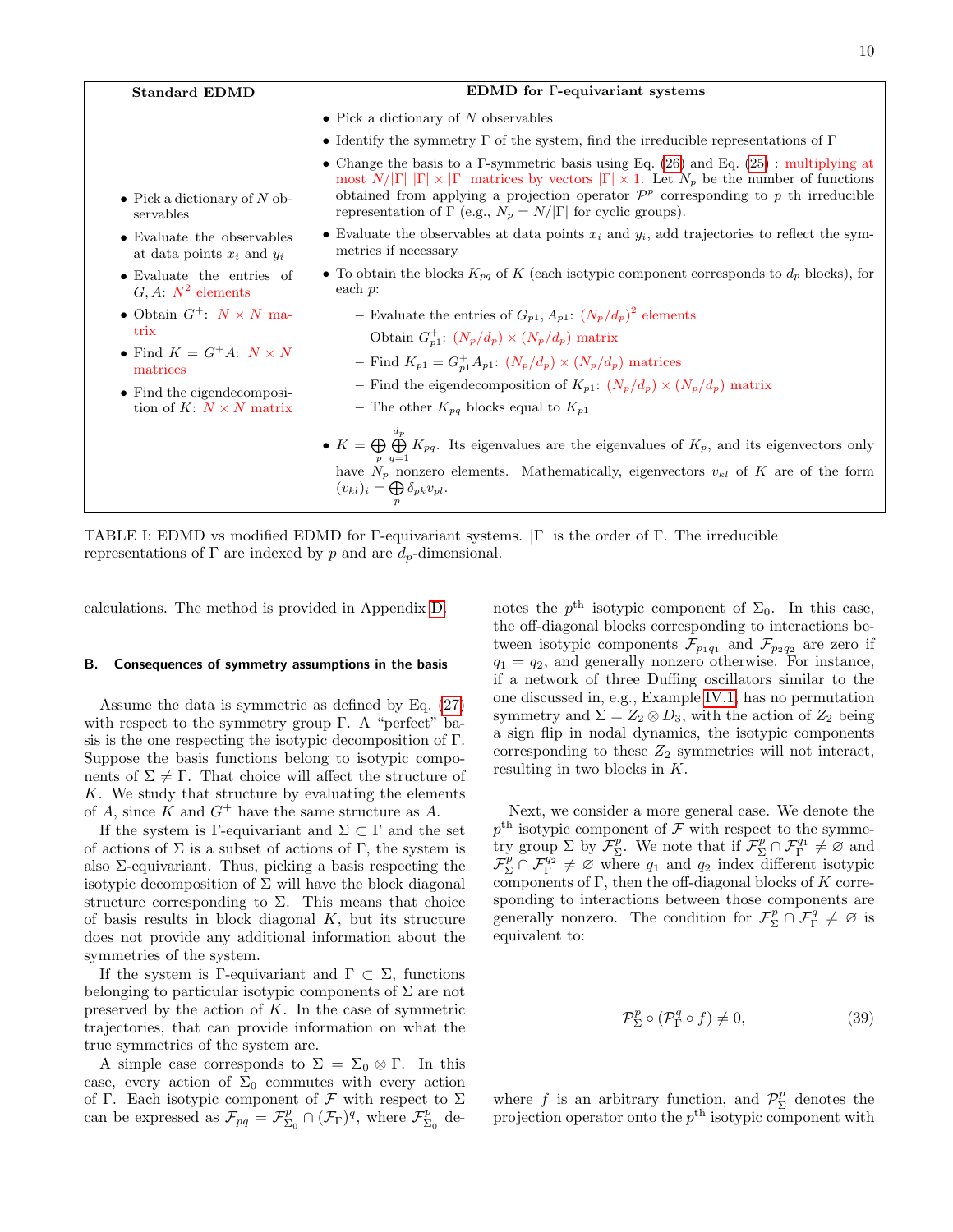| Standard EDMD | EDMD for Γ-equivariant systems |
|---|---|
| • Pick a dictionary of $N$ observables<br>• Evaluate the observables at data points $x_i$ and $y_i$<br>• Evaluate the entries of $G, A$: $N^2$ elements<br>• Obtain $G^+$: $N \times N$ matrix<br>• Find $K = G^+A$: $N \times N$ matrices<br>• Find the eigendecomposition of $K$: $N \times N$ matrix | • Pick a dictionary of $N$ observables<br>• Identify the symmetry $\Gamma$ of the system, find the irreducible representations of $\Gamma$<br>• Change the basis to a $\Gamma$-symmetric basis using Eq. (26) and Eq. (25) : multiplying at most $N/\lvert\Gamma\rvert$ $\lvert\Gamma\rvert \times \lvert\Gamma\rvert$ matrices by vectors $\lvert\Gamma\rvert \times 1$. Let $N_p$ be the number of functions obtained from applying a projection operator $\mathcal{P}^p$ corresponding to $p$ th irreducible representation of $\Gamma$ (e.g., $N_p = N/\lvert\Gamma\rvert$ for cyclic groups).<br>• Evaluate the observables at data points $x_i$ and $y_i$, add trajectories to reflect the symmetries if necessary<br>• To obtain the blocks $K_{pq}$ of $K$ (each isotypic component corresponds to $d_p$ blocks), for each $p$:<br>  – Evaluate the entries of $G_{p1}, A_{p1}$: $(N_p/d_p)^2$ elements<br>  – Obtain $G^+_{p1}$: $(N_p/d_p) \times (N_p/d_p)$ matrix<br>  – Find $K_{p1} = G^+_{p1}A_{p1}$: $(N_p/d_p) \times (N_p/d_p)$ matrices<br>  – Find the eigendecomposition of $K_{p1}$: $(N_p/d_p) \times (N_p/d_p)$ matrix<br>  – The other $K_{pq}$ blocks equal to $K_{p1}$<br>• $K = \bigoplus_p \bigoplus_{q=1}^{d_p} K_{pq}$. Its eigenvalues are the eigenvalues of $K_p$, and its eigenvectors only have $N_p$ nonzero elements. Mathematically, eigenvectors $v_{kl}$ of $K$ are of the form $(v_{kl})_i = \bigoplus_p \delta_{pk} v_{pl}$. |

TABLE I: EDMD vs modified EDMD for Γ-equivariant systems. $|\Gamma|$ is the order of $\Gamma$. The irreducible representations of $\Gamma$ are indexed by $p$ and are $d_p$-dimensional.

calculations. The method is provided in Appendix D.

### B. Consequences of symmetry assumptions in the basis

Assume the data is symmetric as defined by Eq. (27) with respect to the symmetry group $\Gamma$. A "perfect" basis is the one respecting the isotypic decomposition of $\Gamma$. Suppose the basis functions belong to isotypic components of $\Sigma \neq \Gamma$. That choice will affect the structure of $K$. We study that structure by evaluating the elements of $A$, since $K$ and $G^+$ have the same structure as $A$.

If the system is $\Gamma$-equivariant and $\Sigma \subset \Gamma$ and the set of actions of $\Sigma$ is a subset of actions of $\Gamma$, the system is also $\Sigma$-equivariant. Thus, picking a basis respecting the isotypic decomposition of $\Sigma$ will have the block diagonal structure corresponding to $\Sigma$. This means that choice of basis results in block diagonal $K$, but its structure does not provide any additional information about the symmetries of the system.

If the system is $\Gamma$-equivariant and $\Gamma \subset \Sigma$, functions belonging to particular isotypic components of $\Sigma$ are not preserved by the action of $K$. In the case of symmetric trajectories, that can provide information on what the true symmetries of the system are.

A simple case corresponds to $\Sigma = \Sigma_0 \otimes \Gamma$. In this case, every action of $\Sigma_0$ commutes with every action of $\Gamma$. Each isotypic component of $\mathcal{F}$ with respect to $\Sigma$ can be expressed as $\mathcal{F}_{pq} = \mathcal{F}^p_{\Sigma_0} \cap (\mathcal{F}_\Gamma)^q$, where $\mathcal{F}^p_{\Sigma_0}$ denotes the $p^{\text{th}}$ isotypic component of $\Sigma_0$. In this case, the off-diagonal blocks corresponding to interactions between isotypic components $\mathcal{F}_{p_1q_1}$ and $\mathcal{F}_{p_2q_2}$ are zero if $q_1 = q_2$, and generally nonzero otherwise. For instance, if a network of three Duffing oscillators similar to the one discussed in, e.g., Example IV.1, has no permutation symmetry and $\Sigma = Z_2 \otimes D_3$, with the action of $Z_2$ being a sign flip in nodal dynamics, the isotypic components corresponding to these $Z_2$ symmetries will not interact, resulting in two blocks in $K$.

Next, we consider a more general case. We denote the $p^{\text{th}}$ isotypic component of $\mathcal{F}$ with respect to the symmetry group $\Sigma$ by $\mathcal{F}^p_\Sigma$. We note that if $\mathcal{F}^p_\Sigma \cap \mathcal{F}^{q_1}_\Gamma \neq \varnothing$ and $\mathcal{F}^p_\Sigma \cap \mathcal{F}^{q_2}_\Gamma \neq \varnothing$ where $q_1$ and $q_2$ index different isotypic components of $\Gamma$, then the off-diagonal blocks of $K$ corresponding to interactions between those components are generally nonzero. The condition for $\mathcal{F}^p_\Sigma \cap \mathcal{F}^q_\Gamma \neq \varnothing$ is equivalent to:

$$\mathcal{P}^p_\Sigma \circ (\mathcal{P}^q_\Gamma \circ f) \neq 0, \tag{39}$$

where $f$ is an arbitrary function, and $\mathcal{P}^p_\Sigma$ denotes the projection operator onto the $p^{\text{th}}$ isotypic component with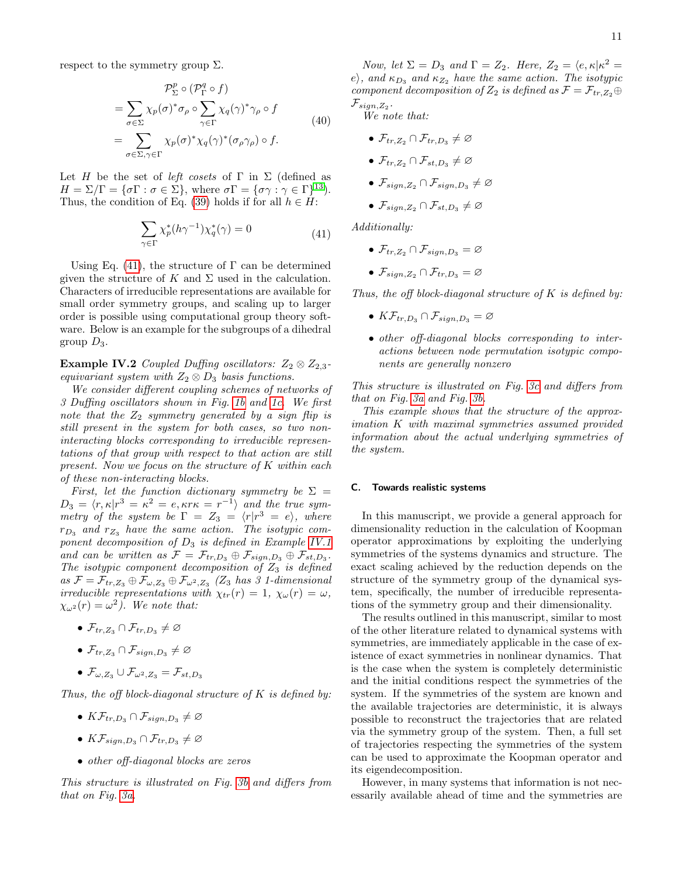respect to the symmetry group $\Sigma$.

$$\begin{aligned}
&\mathcal{P}^p_\Sigma \circ (\mathcal{P}^q_\Gamma \circ f) \\
&= \sum_{\sigma\in\Sigma} \chi_p(\sigma)^* \sigma_\rho \circ \sum_{\gamma\in\Gamma} \chi_q(\gamma)^* \gamma_\rho \circ f \\
&= \sum_{\sigma\in\Sigma,\gamma\in\Gamma} \chi_p(\sigma)^* \chi_q(\gamma)^* (\sigma_\rho \gamma_\rho) \circ f.
\end{aligned} \tag{40}$$

Let $H$ be the set of *left cosets* of $\Gamma$ in $\Sigma$ (defined as $H = \Sigma/\Gamma = \{\sigma\Gamma : \sigma \in \Sigma\}$, where $\sigma\Gamma = \{\sigma\gamma : \gamma \in \Gamma\}$[13]). Thus, the condition of Eq. (39) holds if for all $h \in H$:

$$\sum_{\gamma\in\Gamma} \chi_p^*(h\gamma^{-1}) \chi_q^*(\gamma) = 0 \tag{41}$$

Using Eq. (41), the structure of $\Gamma$ can be determined given the structure of $K$ and $\Sigma$ used in the calculation. Characters of irreducible representations are available for small order symmetry groups, and scaling up to larger order is possible using computational group theory software. Below is an example for the subgroups of a dihedral group $D_3$.

**Example IV.2** *Coupled Duffing oscillators: $Z_2 \otimes Z_{2,3}$-equivariant system with $Z_2 \otimes D_3$ basis functions.*

*We consider different coupling schemes of networks of 3 Duffing oscillators shown in Fig. 1b and 1c. We first note that the $Z_2$ symmetry generated by a sign flip is still present in the system for both cases, so two non-interacting blocks corresponding to irreducible representations of that group with respect to that action are still present. Now we focus on the structure of $K$ within each of these non-interacting blocks.*

*First, let the function dictionary symmetry be $\Sigma = D_3 = \langle r, \kappa | r^3 = \kappa^2 = e, \kappa r \kappa = r^{-1}\rangle$ and the true symmetry of the system be $\Gamma = Z_3 = \langle r | r^3 = e\rangle$, where $r_{D_3}$ and $r_{Z_3}$ have the same action. The isotypic component decomposition of $D_3$ is defined in Example IV.1 and can be written as $\mathcal{F} = \mathcal{F}_{tr,D_3} \oplus \mathcal{F}_{sign,D_3} \oplus \mathcal{F}_{st,D_3}$. The isotypic component decomposition of $Z_3$ is defined as $\mathcal{F} = \mathcal{F}_{tr,Z_3} \oplus \mathcal{F}_{\omega,Z_3} \oplus \mathcal{F}_{\omega^2,Z_3}$ ($Z_3$ has 3 1-dimensional irreducible representations with $\chi_{tr}(r) = 1$, $\chi_\omega(r) = \omega$, $\chi_{\omega^2}(r) = \omega^2$). We note that:*

- $\mathcal{F}_{tr,Z_3} \cap \mathcal{F}_{tr,D_3} \neq \varnothing$
- $\mathcal{F}_{tr,Z_3} \cap \mathcal{F}_{sign,D_3} \neq \varnothing$
- $\mathcal{F}_{\omega,Z_3} \cup \mathcal{F}_{\omega^2,Z_3} = \mathcal{F}_{st,D_3}$

*Thus, the off block-diagonal structure of $K$ is defined by:*

- $K\mathcal{F}_{tr,D_3} \cap \mathcal{F}_{sign,D_3} \neq \varnothing$
- $K\mathcal{F}_{sign,D_3} \cap \mathcal{F}_{tr,D_3} \neq \varnothing$
- *other off-diagonal blocks are zeros*

*This structure is illustrated on Fig. 3b and differs from that on Fig. 3a.*

*Now, let $\Sigma = D_3$ and $\Gamma = Z_2$. Here, $Z_2 = \langle e, \kappa | \kappa^2 = e\rangle$, and $\kappa_{D_3}$ and $\kappa_{Z_2}$ have the same action. The isotypic component decomposition of $Z_2$ is defined as $\mathcal{F} = \mathcal{F}_{tr,Z_2} \oplus \mathcal{F}_{sign,Z_2}$.*

*We note that:*

- $\mathcal{F}_{tr,Z_2} \cap \mathcal{F}_{tr,D_3} \neq \varnothing$
- $\mathcal{F}_{tr,Z_2} \cap \mathcal{F}_{st,D_3} \neq \varnothing$
- $\mathcal{F}_{sign,Z_2} \cap \mathcal{F}_{sign,D_3} \neq \varnothing$
- $\mathcal{F}_{sign,Z_2} \cap \mathcal{F}_{st,D_3} \neq \varnothing$

*Additionally:*

- $\mathcal{F}_{tr,Z_2} \cap \mathcal{F}_{sign,D_3} = \varnothing$
- $\mathcal{F}_{sign,Z_2} \cap \mathcal{F}_{tr,D_3} = \varnothing$

*Thus, the off block-diagonal structure of $K$ is defined by:*

- $K\mathcal{F}_{tr,D_3} \cap \mathcal{F}_{sign,D_3} = \varnothing$
- *other off-diagonal blocks corresponding to interactions between node permutation isotypic components are generally nonzero*

*This structure is illustrated on Fig. 3c and differs from that on Fig. 3a and Fig. 3b.*

*This example shows that the structure of the approximation $K$ with maximal symmetries assumed provided information about the actual underlying symmetries of the system.*

### C. Towards realistic systems

In this manuscript, we provide a general approach for dimensionality reduction in the calculation of Koopman operator approximations by exploiting the underlying symmetries of the systems dynamics and structure. The exact scaling achieved by the reduction depends on the structure of the symmetry group of the dynamical system, specifically, the number of irreducible representations of the symmetry group and their dimensionality.

The results outlined in this manuscript, similar to most of the other literature related to dynamical systems with symmetries, are immediately applicable in the case of existence of exact symmetries in nonlinear dynamics. That is the case when the system is completely deterministic and the initial conditions respect the symmetries of the system. If the symmetries of the system are known and the available trajectories are deterministic, it is always possible to reconstruct the trajectories that are related via the symmetry group of the system. Then, a full set of trajectories respecting the symmetries of the system can be used to approximate the Koopman operator and its eigendecomposition.

However, in many systems that information is not necessarily available ahead of time and the symmetries are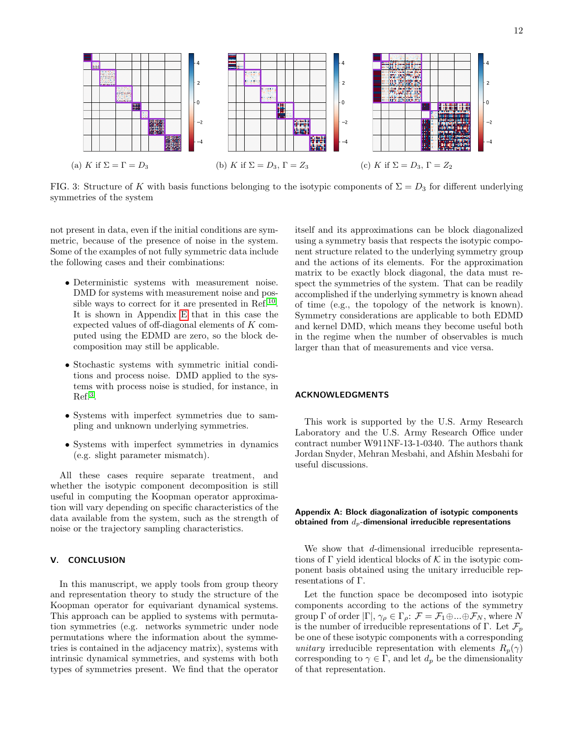(a) $K$ if $\Sigma = \Gamma = D_3$

(b) $K$ if $\Sigma = D_3$, $\Gamma = Z_3$

(c) $K$ if $\Sigma = D_3$, $\Gamma = Z_2$

FIG. 3: Structure of $K$ with basis functions belonging to the isotypic components of $\Sigma = D_3$ for different underlying symmetries of the system

not present in data, even if the initial conditions are symmetric, because of the presence of noise in the system. Some of the examples of not fully symmetric data include the following cases and their combinations:

- Deterministic systems with measurement noise. DMD for systems with measurement noise and possible ways to correct for it are presented in Ref.[10]. It is shown in Appendix E that in this case the expected values of off-diagonal elements of $K$ computed using the EDMD are zero, so the block decomposition may still be applicable.
- Stochastic systems with symmetric initial conditions and process noise. DMD applied to the systems with process noise is studied, for instance, in Ref.[3].
- Systems with imperfect symmetries due to sampling and unknown underlying symmetries.
- Systems with imperfect symmetries in dynamics (e.g. slight parameter mismatch).

All these cases require separate treatment, and whether the isotypic component decomposition is still useful in computing the Koopman operator approximation will vary depending on specific characteristics of the data available from the system, such as the strength of noise or the trajectory sampling characteristics.

## V. CONCLUSION

In this manuscript, we apply tools from group theory and representation theory to study the structure of the Koopman operator for equivariant dynamical systems. This approach can be applied to systems with permutation symmetries (e.g. networks symmetric under node permutations where the information about the symmetries is contained in the adjacency matrix), systems with intrinsic dynamical symmetries, and systems with both types of symmetries present. We find that the operator itself and its approximations can be block diagonalized using a symmetry basis that respects the isotypic component structure related to the underlying symmetry group and the actions of its elements. For the approximation matrix to be exactly block diagonal, the data must respect the symmetries of the system. That can be readily accomplished if the underlying symmetry is known ahead of time (e.g., the topology of the network is known). Symmetry considerations are applicable to both EDMD and kernel DMD, which means they become useful both in the regime when the number of observables is much larger than that of measurements and vice versa.

## ACKNOWLEDGMENTS

This work is supported by the U.S. Army Research Laboratory and the U.S. Army Research Office under contract number W911NF-13-1-0340. The authors thank Jordan Snyder, Mehran Mesbahi, and Afshin Mesbahi for useful discussions.

## Appendix A: Block diagonalization of isotypic components obtained from $d_p$-dimensional irreducible representations

We show that $d$-dimensional irreducible representations of $\Gamma$ yield identical blocks of $\mathcal{K}$ in the isotypic component basis obtained using the unitary irreducible representations of $\Gamma$.

Let the function space be decomposed into isotypic components according to the actions of the symmetry group $\Gamma$ of order $|\Gamma|$, $\gamma_\rho \in \Gamma_\rho$: $\mathcal{F} = \mathcal{F}_1 \oplus ... \oplus \mathcal{F}_N$, where $N$ is the number of irreducible representations of $\Gamma$. Let $\mathcal{F}_p$ be one of these isotypic components with a corresponding *unitary* irreducible representation with elements $R_p(\gamma)$ corresponding to $\gamma \in \Gamma$, and let $d_p$ be the dimensionality of that representation.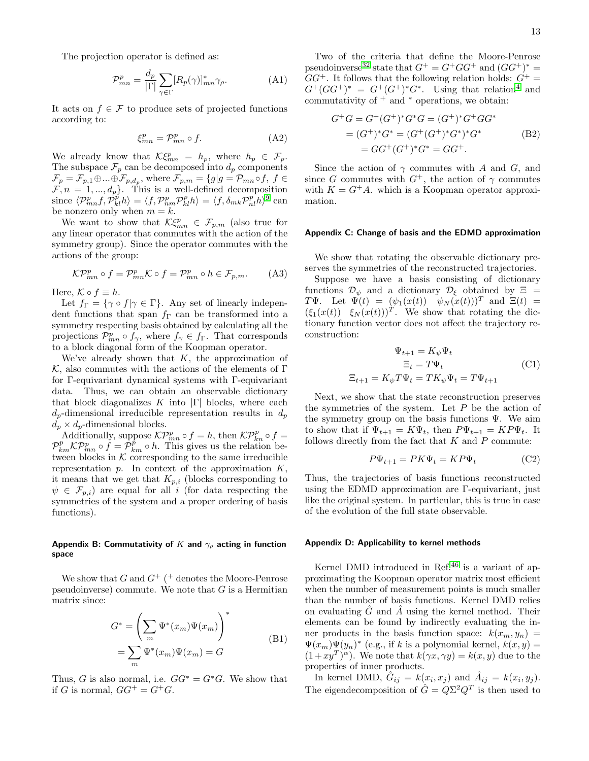The projection operator is defined as:

$$\mathcal{P}^p_{mn} = \frac{d_p}{|\Gamma|} \sum_{\gamma \in \Gamma} [R_p(\gamma)]^*_{mn} \gamma_\rho. \tag{A1}$$

It acts on $f \in \mathcal{F}$ to produce sets of projected functions according to:

$$\xi^p_{mn} = \mathcal{P}^p_{mn} \circ f. \tag{A2}$$

We already know that $\mathcal{K}\xi^p_{mn} = h_p$, where $h_p \in \mathcal{F}_p$. The subspace $\mathcal{F}_p$ can be decomposed into $d_p$ components $\mathcal{F}_p = \mathcal{F}_{p,1} \oplus ... \oplus \mathcal{F}_{p,d_p}$, where $\mathcal{F}_{p,m} = \{g | g = \mathcal{P}_{mn} \circ f,\ f \in \mathcal{F}, n = 1, ..., d_p\}$. This is a well-defined decomposition since $\langle \mathcal{P}^p_{mn} f, \mathcal{P}^p_{kl} h\rangle = \langle f, \mathcal{P}^p_{nm}\mathcal{P}^p_{kl} h\rangle = \langle f, \delta_{mk}\mathcal{P}^p_{nl} h\rangle$[9] can be nonzero only when $m = k$.

We want to show that $\mathcal{K}\xi^p_{mn} \in \mathcal{F}_{p,m}$ (also true for any linear operator that commutes with the action of the symmetry group). Since the operator commutes with the actions of the group:

$$\mathcal{K}\mathcal{P}^p_{mn} \circ f = \mathcal{P}^p_{mn}\mathcal{K} \circ f = \mathcal{P}^p_{mn} \circ h \in \mathcal{F}_{p,m}. \tag{A3}$$

Here, $\mathcal{K} \circ f \equiv h$.

Let $f_\Gamma = \{\gamma \circ f | \gamma \in \Gamma\}$. Any set of linearly independent functions that span $f_\Gamma$ can be transformed into a symmetry respecting basis obtained by calculating all the projections $\mathcal{P}^p_{mn} \circ f_\gamma$, where $f_\gamma \in f_\Gamma$. That corresponds to a block diagonal form of the Koopman operator.

We've already shown that $K$, the approximation of $\mathcal{K}$, also commutes with the actions of the elements of $\Gamma$ for $\Gamma$-equivariant dynamical systems with $\Gamma$-equivariant data. Thus, we can obtain an observable dictionary that block diagonalizes $K$ into $|\Gamma|$ blocks, where each $d_p$-dimensional irreducible representation results in $d_p$ $d_p \times d_p$-dimensional blocks.

Additionally, suppose $\mathcal{K}\mathcal{P}^p_{mn} \circ f = h$, then $\mathcal{K}\mathcal{P}^p_{kn} \circ f = \mathcal{P}^p_{km}\mathcal{K}\mathcal{P}^p_{mn} \circ f = \mathcal{P}^p_{km} \circ h$. This gives us the relation between blocks in $\mathcal{K}$ corresponding to the same irreducible representation $p$. In context of the approximation $K$, it means that we get that $K_{p,i}$ (blocks corresponding to $\psi \in \mathcal{F}_{p,i}$) are equal for all $i$ (for data respecting the symmetries of the system and a proper ordering of basis functions).

### Appendix B: Commutativity of $K$ and $\gamma_\rho$ acting in function space

We show that $G$ and $G^+$ ($^+$ denotes the Moore-Penrose pseudoinverse) commute. We note that $G$ is a Hermitian matrix since:

$$\begin{aligned} G^* &= \left( \sum_m \Psi^*(x_m)\Psi(x_m) \right)^* \\ &= \sum_m \Psi^*(x_m)\Psi(x_m) = G \end{aligned} \tag{B1}$$

Thus, $G$ is also normal, i.e. $GG^* = G^*G$. We show that if $G$ is normal, $GG^+ = G^+G$.

Two of the criteria that define the Moore-Penrose pseudoinverse[32] state that $G^+ = G^+GG^+$ and $(GG^+)^* = GG^+$. It follows that the following relation holds: $G^+ = G^+(GG^+)^* = G^+(G^+)^*G^*$. Using that relation[4] and commutativity of $^+$ and $^*$ operations, we obtain:

$$\begin{aligned} G^+G &= G^+(G^+)^*G^*G = (G^+)^*G^+GG^* \\ &= (G^+)^*G^* = (G^+(G^+)^*G^*)^*G^* \\ &= GG^+(G^+)^*G^* = GG^+. \end{aligned} \tag{B2}$$

Since the action of $\gamma$ commutes with $A$ and $G$, and since $G$ commutes with $G^+$, the action of $\gamma$ commutes with $K = G^+A$. which is a Koopman operator approximation.

### Appendix C: Change of basis and the EDMD approximation

We show that rotating the observable dictionary preserves the symmetries of the reconstructed trajectories.

Suppose we have a basis consisting of dictionary functions $\mathcal{D}_\psi$ and a dictionary $\mathcal{D}_\xi$ obtained by $\Xi = T\Psi$. Let $\Psi(t) = (\psi_1(x(t)) \quad \psi_N(x(t)))^T$ and $\Xi(t) = (\xi_1(x(t)) \quad \xi_N(x(t)))^T$. We show that rotating the dictionary function vector does not affect the trajectory reconstruction:

$$\begin{aligned} \Psi_{t+1} &= K_\psi \Psi_t \\ \Xi_t &= T\Psi_t \\ \Xi_{t+1} &= K_\psi T\Psi_t = TK_\psi\Psi_t = T\Psi_{t+1} \end{aligned} \tag{C1}$$

Next, we show that the state reconstruction preserves the symmetries of the system. Let $P$ be the action of the symmetry group on the basis functions $\Psi$. We aim to show that if $\Psi_{t+1} = K\Psi_t$, then $P\Psi_{t+1} = KP\Psi_t$. It follows directly from the fact that $K$ and $P$ commute:

$$P\Psi_{t+1} = PK\Psi_t = KP\Psi_t \tag{C2}$$

Thus, the trajectories of basis functions reconstructed using the EDMD approximation are $\Gamma$-equivariant, just like the original system. In particular, this is true in case of the evolution of the full state observable.

### Appendix D: Applicability to kernel methods

Kernel DMD introduced in Ref.[46] is a variant of approximating the Koopman operator matrix most efficient when the number of measurement points is much smaller than the number of basis functions. Kernel DMD relies on evaluating $\hat{G}$ and $\hat{A}$ using the kernel method. Their elements can be found by indirectly evaluating the inner products in the basis function space: $k(x_m, y_n) = \Psi(x_m)\Psi(y_n)^*$ (e.g., if $k$ is a polynomial kernel, $k(x,y) = (1 + xy^T)^\alpha$). We note that $k(\gamma x, \gamma y) = k(x, y)$ due to the properties of inner products.

In kernel DMD, $\hat{G}_{ij} = k(x_i, x_j)$ and $\hat{A}_{ij} = k(x_i, y_j)$. The eigendecomposition of $\hat{G} = Q\Sigma^2 Q^T$ is then used to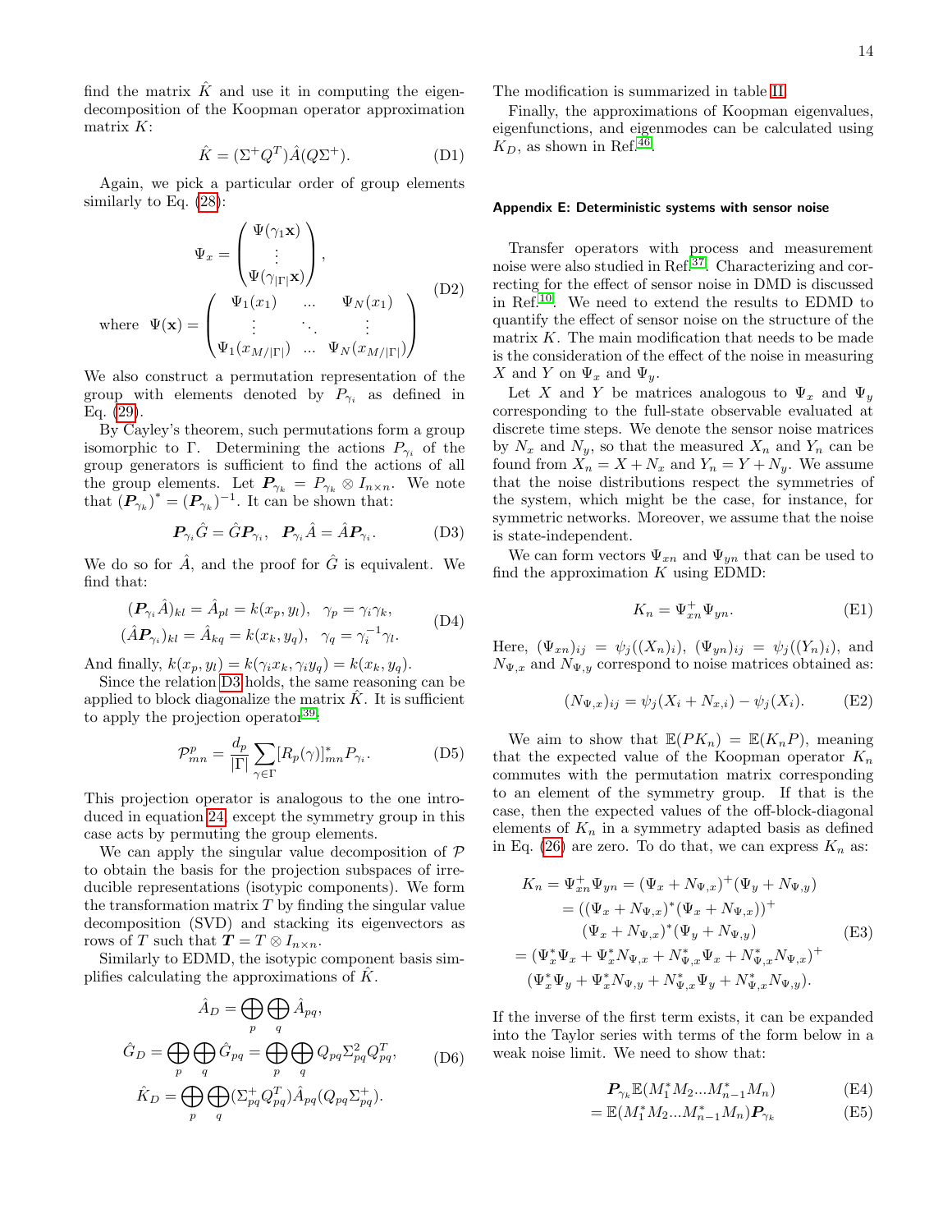find the matrix $\hat{K}$ and use it in computing the eigendecomposition of the Koopman operator approximation matrix $K$:

$$\hat{K} = (\Sigma^+ Q^T)\hat{A}(Q\Sigma^+). \tag{D1}$$

Again, we pick a particular order of group elements similarly to Eq. (28):

$$\Psi_x = \begin{pmatrix} \Psi(\gamma_1 \mathbf{x}) \\ \vdots \\ \Psi(\gamma_{|\Gamma|}\mathbf{x}) \end{pmatrix}, \quad \text{where} \quad \Psi(\mathbf{x}) = \begin{pmatrix} \Psi_1(x_1) & \dots & \Psi_N(x_1) \\ \vdots & \ddots & \vdots \\ \Psi_1(x_{M/|\Gamma|}) & \dots & \Psi_N(x_{M/|\Gamma|}) \end{pmatrix} \tag{D2}$$

We also construct a permutation representation of the group with elements denoted by $P_{\gamma_i}$ as defined in Eq. (29).

By Cayley's theorem, such permutations form a group isomorphic to $\Gamma$. Determining the actions $P_{\gamma_i}$ of the group generators is sufficient to find the actions of all the group elements. Let $\boldsymbol{P}_{\gamma_k} = P_{\gamma_k} \otimes I_{n\times n}$. We note that $(\boldsymbol{P}_{\gamma_k})^* = (\boldsymbol{P}_{\gamma_k})^{-1}$. It can be shown that:

$$\boldsymbol{P}_{\gamma_i}\hat{G} = \hat{G}\boldsymbol{P}_{\gamma_i}, \quad \boldsymbol{P}_{\gamma_i}\hat{A} = \hat{A}\boldsymbol{P}_{\gamma_i}. \tag{D3}$$

We do so for $\hat{A}$, and the proof for $\hat{G}$ is equivalent. We find that:

$$\begin{aligned} (\boldsymbol{P}_{\gamma_i}\hat{A})_{kl} &= \hat{A}_{pl} = k(x_p, y_l), \quad \gamma_p = \gamma_i\gamma_k, \\ (\hat{A}\boldsymbol{P}_{\gamma_i})_{kl} &= \hat{A}_{kq} = k(x_k, y_q), \quad \gamma_q = \gamma_i^{-1}\gamma_l. \end{aligned} \tag{D4}$$

And finally, $k(x_p, y_l) = k(\gamma_i x_k, \gamma_i y_q) = k(x_k, y_q)$.

Since the relation D3 holds, the same reasoning can be applied to block diagonalize the matrix $\hat{K}$. It is sufficient to apply the projection operator[39]:

$$\mathcal{P}^p_{mn} = \frac{d_p}{|\Gamma|}\sum_{\gamma\in\Gamma}[R_p(\gamma)]^*_{mn} P_{\gamma_i}. \tag{D5}$$

This projection operator is analogous to the one introduced in equation 24, except the symmetry group in this case acts by permuting the group elements.

We can apply the singular value decomposition of $\mathcal{P}$ to obtain the basis for the projection subspaces of irreducible representations (isotypic components). We form the transformation matrix $T$ by finding the singular value decomposition (SVD) and stacking its eigenvectors as rows of $T$ such that $\boldsymbol{T} = T \otimes I_{n\times n}$.

Similarly to EDMD, the isotypic component basis simplifies calculating the approximations of $\hat{K}$.

$$\begin{aligned} \hat{A}_D &= \bigoplus_p \bigoplus_q \hat{A}_{pq}, \\ \hat{G}_D &= \bigoplus_p \bigoplus_q \hat{G}_{pq} = \bigoplus_p \bigoplus_q Q_{pq}\Sigma^2_{pq}Q^T_{pq}, \\ \hat{K}_D &= \bigoplus_p \bigoplus_q (\Sigma^+_{pq}Q^T_{pq})\hat{A}_{pq}(Q_{pq}\Sigma^+_{pq}). \end{aligned} \tag{D6}$$

The modification is summarized in table II.

Finally, the approximations of Koopman eigenvalues, eigenfunctions, and eigenmodes can be calculated using $K_D$, as shown in Ref.[46].

### Appendix E: Deterministic systems with sensor noise

Transfer operators with process and measurement noise were also studied in Ref.[37]. Characterizing and correcting for the effect of sensor noise in DMD is discussed in Ref.[10]. We need to extend the results to EDMD to quantify the effect of sensor noise on the structure of the matrix $K$. The main modification that needs to be made is the consideration of the effect of the noise in measuring $X$ and $Y$ on $\Psi_x$ and $\Psi_y$.

Let $X$ and $Y$ be matrices analogous to $\Psi_x$ and $\Psi_y$ corresponding to the full-state observable evaluated at discrete time steps. We denote the sensor noise matrices by $N_x$ and $N_y$, so that the measured $X_n$ and $Y_n$ can be found from $X_n = X + N_x$ and $Y_n = Y + N_y$. We assume that the noise distributions respect the symmetries of the system, which might be the case, for instance, for symmetric networks. Moreover, we assume that the noise is state-independent.

We can form vectors $\Psi_{xn}$ and $\Psi_{yn}$ that can be used to find the approximation $K$ using EDMD:

$$K_n = \Psi^+_{xn}\Psi_{yn}. \tag{E1}$$

Here, $(\Psi_{xn})_{ij} = \psi_j((X_n)_i)$, $(\Psi_{yn})_{ij} = \psi_j((Y_n)_i)$, and $N_{\Psi,x}$ and $N_{\Psi,y}$ correspond to noise matrices obtained as:

$$(N_{\Psi,x})_{ij} = \psi_j(X_i + N_{x,i}) - \psi_j(X_i). \tag{E2}$$

We aim to show that $\mathbb{E}(PK_n) = \mathbb{E}(K_n P)$, meaning that the expected value of the Koopman operator $K_n$ commutes with the permutation matrix corresponding to an element of the symmetry group. If that is the case, then the expected values of the off-block-diagonal elements of $K_n$ in a symmetry adapted basis as defined in Eq. (26) are zero. To do that, we can express $K_n$ as:

$$\begin{aligned} K_n &= \Psi^+_{xn}\Psi_{yn} = (\Psi_x + N_{\Psi,x})^+(\Psi_y + N_{\Psi,y}) \\ &= ((\Psi_x + N_{\Psi,x})^*(\Psi_x + N_{\Psi,x}))^+ \\ &\quad (\Psi_x + N_{\Psi,x})^*(\Psi_y + N_{\Psi,y}) \\ &= (\Psi^*_x\Psi_x + \Psi^*_x N_{\Psi,x} + N^*_{\Psi,x}\Psi_x + N^*_{\Psi,x}N_{\Psi,x})^+ \\ &\quad (\Psi^*_x\Psi_y + \Psi^*_x N_{\Psi,y} + N^*_{\Psi,x}\Psi_y + N^*_{\Psi,x}N_{\Psi,y}). \end{aligned} \tag{E3}$$

If the inverse of the first term exists, it can be expanded into the Taylor series with terms of the form below in a weak noise limit. We need to show that:

$$\boldsymbol{P}_{\gamma_k}\mathbb{E}(M_1^* M_2 \ldots M^*_{n-1}M_n) \tag{E4}$$

$$= \mathbb{E}(M_1^* M_2 \ldots M^*_{n-1}M_n)\boldsymbol{P}_{\gamma_k} \tag{E5}$$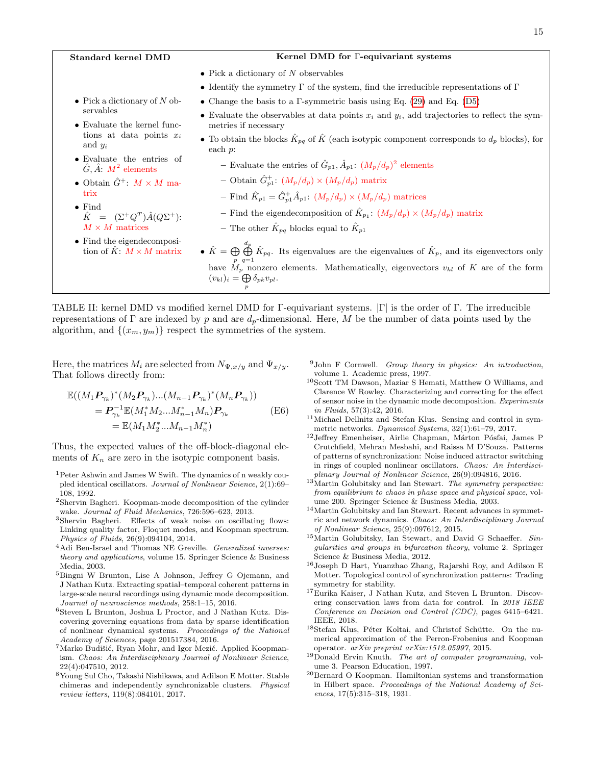| Standard kernel DMD | Kernel DMD for Γ-equivariant systems |
|---|---|
| | • Pick a dictionary of $N$ observables |
| | • Identify the symmetry Γ of the system, find the irreducible representations of Γ |
| • Pick a dictionary of $N$ observables | • Change the basis to a Γ-symmetric basis using Eq. (29) and Eq. (D5) |
| • Evaluate the kernel functions at data points $x_i$ and $y_i$ | • Evaluate the observables at data points $x_i$ and $y_i$, add trajectories to reflect the symmetries if necessary |
| • Evaluate the entries of $\hat{G}, \hat{A}$: $M^2$ elements | • To obtain the blocks $\hat{K}_{pq}$ of $\hat{K}$ (each isotypic component corresponds to $d_p$ blocks), for each $p$: – Evaluate the entries of $\hat{G}_{p1}, \hat{A}_{p1}$: $(M_p/d_p)^2$ elements |
| • Obtain $\hat{G}^+$: $M \times M$ matrix | – Obtain $\hat{G}^+_{p1}$: $(M_p/d_p) \times (M_p/d_p)$ matrix |
| • Find $\hat{K} = (\Sigma^+ Q^T)\hat{A}(Q\Sigma^+)$: $M \times M$ matrices | – Find $\hat{K}_{p1} = \hat{G}^+_{p1}\hat{A}_{p1}$: $(M_p/d_p) \times (M_p/d_p)$ matrices |
| • Find the eigendecomposition of $\hat{K}$: $M \times M$ matrix | – Find the eigendecomposition of $\hat{K}_{p_1}$: $(M_p/d_p) \times (M_p/d_p)$ matrix |
| | – The other $\hat{K}_{pq}$ blocks equal to $\hat{K}_{p1}$ |
| | • $\hat{K} = \bigoplus_p \bigoplus_{q=1}^{d_p} \hat{K}_{pq}$. Its eigenvalues are the eigenvalues of $\hat{K}_p$, and its eigenvectors only have $M_p$ nonzero elements. Mathematically, eigenvectors $v_{kl}$ of $K$ are of the form $(v_{kl})_i = \bigoplus_p \delta_{pk} v_{pl}$. |

TABLE II: kernel DMD vs modified kernel DMD for Γ-equivariant systems. $|\Gamma|$ is the order of Γ. The irreducible representations of Γ are indexed by $p$ and are $d_p$-dimensional. Here, $M$ be the number of data points used by the algorithm, and $\{(x_m, y_m)\}$ respect the symmetries of the system.

Here, the matrices $M_i$ are selected from $N_{\Psi,x/y}$ and $\Psi_{x/y}$. That follows directly from:

$$\begin{aligned}
&\mathbb{E}((M_1\boldsymbol{P}_{\gamma_k})^*(M_2\boldsymbol{P}_{\gamma_k})...(M_{n-1}\boldsymbol{P}_{\gamma_k})^*(M_n\boldsymbol{P}_{\gamma_k})) \\
&\quad= \boldsymbol{P}_{\gamma_k}^{-1}\mathbb{E}(M_1^* M_2 ... M_{n-1}^* M_n)\boldsymbol{P}_{\gamma_k} \\
&\quad= \mathbb{E}(M_1 M_2^* ... M_{n-1} M_n^*)
\end{aligned} \tag{E6}$$

Thus, the expected values of the off-block-diagonal elements of $K_n$ are zero in the isotypic component basis.

[1] Peter Ashwin and James W Swift. The dynamics of n weakly coupled identical oscillators. *Journal of Nonlinear Science*, 2(1):69–108, 1992.

[2] Shervin Bagheri. Koopman-mode decomposition of the cylinder wake. *Journal of Fluid Mechanics*, 726:596–623, 2013.

[3] Shervin Bagheri. Effects of weak noise on oscillating flows: Linking quality factor, Floquet modes, and Koopman spectrum. *Physics of Fluids*, 26(9):094104, 2014.

[4] Adi Ben-Israel and Thomas NE Greville. *Generalized inverses: theory and applications*, volume 15. Springer Science & Business Media, 2003.

[5] Bingni W Brunton, Lise A Johnson, Jeffrey G Ojemann, and J Nathan Kutz. Extracting spatial–temporal coherent patterns in large-scale neural recordings using dynamic mode decomposition. *Journal of neuroscience methods*, 258:1–15, 2016.

[6] Steven L Brunton, Joshua L Proctor, and J Nathan Kutz. Discovering governing equations from data by sparse identification of nonlinear dynamical systems. *Proceedings of the National Academy of Sciences*, page 201517384, 2016.

[7] Marko Budišić, Ryan Mohr, and Igor Mezić. Applied Koopmanism. *Chaos: An Interdisciplinary Journal of Nonlinear Science*, 22(4):047510, 2012.

[8] Young Sul Cho, Takashi Nishikawa, and Adilson E Motter. Stable chimeras and independently synchronizable clusters. *Physical review letters*, 119(8):084101, 2017.

[9] John F Cornwell. *Group theory in physics: An introduction*, volume 1. Academic press, 1997.

[10] Scott TM Dawson, Maziar S Hemati, Matthew O Williams, and Clarence W Rowley. Characterizing and correcting for the effect of sensor noise in the dynamic mode decomposition. *Experiments in Fluids*, 57(3):42, 2016.

[11] Michael Dellnitz and Stefan Klus. Sensing and control in symmetric networks. *Dynamical Systems*, 32(1):61–79, 2017.

[12] Jeffrey Emenheiser, Airlie Chapman, Márton Pósfai, James P Crutchfield, Mehran Mesbahi, and Raissa M D'Souza. Patterns of patterns of synchronization: Noise induced attractor switching in rings of coupled nonlinear oscillators. *Chaos: An Interdisciplinary Journal of Nonlinear Science*, 26(9):094816, 2016.

[13] Martin Golubitsky and Ian Stewart. *The symmetry perspective: from equilibrium to chaos in phase space and physical space*, volume 200. Springer Science & Business Media, 2003.

[14] Martin Golubitsky and Ian Stewart. Recent advances in symmetric and network dynamics. *Chaos: An Interdisciplinary Journal of Nonlinear Science*, 25(9):097612, 2015.

[15] Martin Golubitsky, Ian Stewart, and David G Schaeffer. *Singularities and groups in bifurcation theory*, volume 2. Springer Science & Business Media, 2012.

[16] Joseph D Hart, Yuanzhao Zhang, Rajarshi Roy, and Adilson E Motter. Topological control of synchronization patterns: Trading symmetry for stability.

[17] Eurika Kaiser, J Nathan Kutz, and Steven L Brunton. Discovering conservation laws from data for control. In *2018 IEEE Conference on Decision and Control (CDC)*, pages 6415–6421. IEEE, 2018.

[18] Stefan Klus, Péter Koltai, and Christof Schütte. On the numerical approximation of the Perron-Frobenius and Koopman operator. *arXiv preprint arXiv:1512.05997*, 2015.

[19] Donald Ervin Knuth. *The art of computer programming*, volume 3. Pearson Education, 1997.

[20] Bernard O Koopman. Hamiltonian systems and transformation in Hilbert space. *Proceedings of the National Academy of Sciences*, 17(5):315–318, 1931.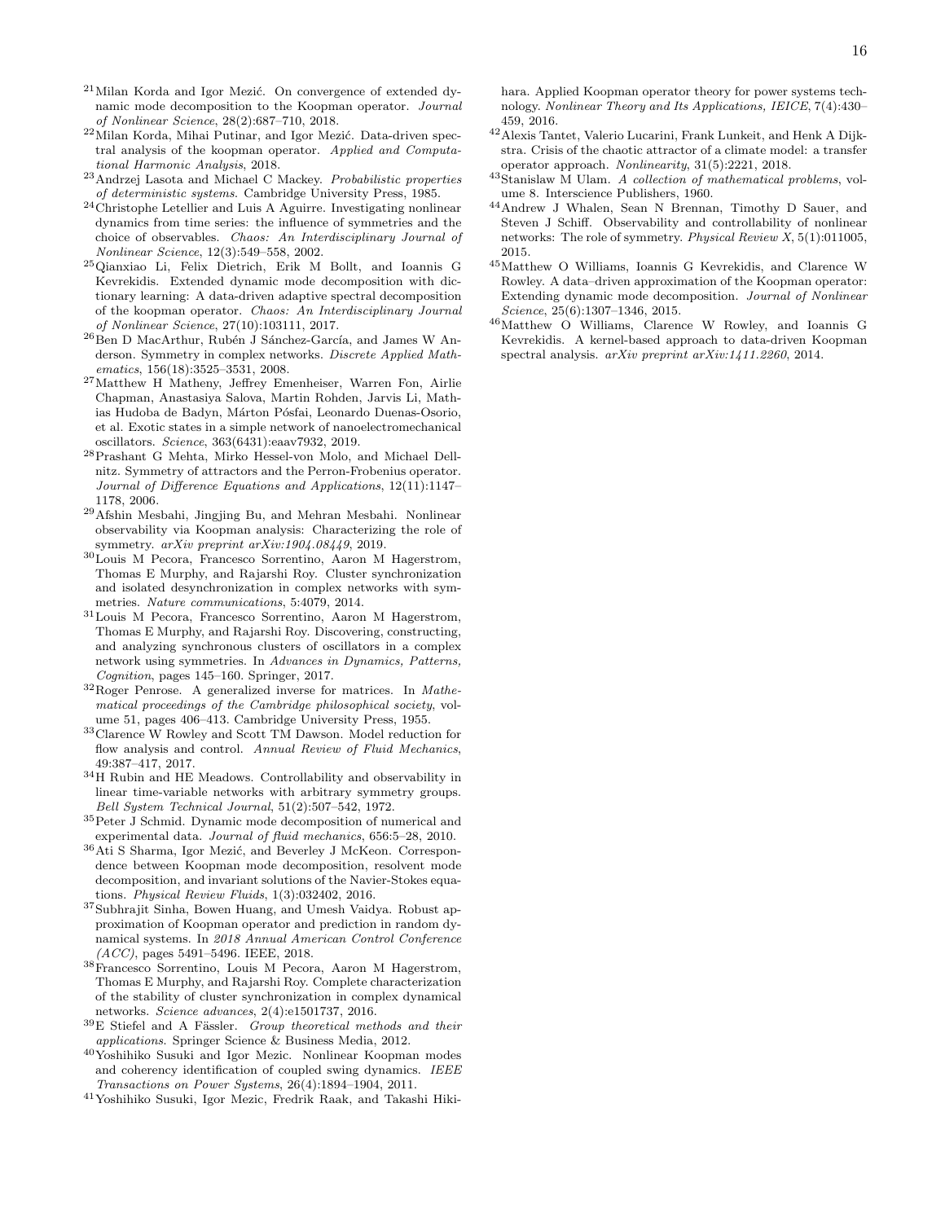[21] Milan Korda and Igor Mezić. On convergence of extended dynamic mode decomposition to the Koopman operator. *Journal of Nonlinear Science*, 28(2):687–710, 2018.

[22] Milan Korda, Mihai Putinar, and Igor Mezić. Data-driven spectral analysis of the koopman operator. *Applied and Computational Harmonic Analysis*, 2018.

[23] Andrzej Lasota and Michael C Mackey. *Probabilistic properties of deterministic systems*. Cambridge University Press, 1985.

[24] Christophe Letellier and Luis A Aguirre. Investigating nonlinear dynamics from time series: the influence of symmetries and the choice of observables. *Chaos: An Interdisciplinary Journal of Nonlinear Science*, 12(3):549–558, 2002.

[25] Qianxiao Li, Felix Dietrich, Erik M Bollt, and Ioannis G Kevrekidis. Extended dynamic mode decomposition with dictionary learning: A data-driven adaptive spectral decomposition of the koopman operator. *Chaos: An Interdisciplinary Journal of Nonlinear Science*, 27(10):103111, 2017.

[26] Ben D MacArthur, Rubén J Sánchez-García, and James W Anderson. Symmetry in complex networks. *Discrete Applied Mathematics*, 156(18):3525–3531, 2008.

[27] Matthew H Matheny, Jeffrey Emenheiser, Warren Fon, Airlie Chapman, Anastasiya Salova, Martin Rohden, Jarvis Li, Mathias Hudoba de Badyn, Márton Pósfai, Leonardo Duenas-Osorio, et al. Exotic states in a simple network of nanoelectromechanical oscillators. *Science*, 363(6431):eaav7932, 2019.

[28] Prashant G Mehta, Mirko Hessel-von Molo, and Michael Dellnitz. Symmetry of attractors and the Perron-Frobenius operator. *Journal of Difference Equations and Applications*, 12(11):1147–1178, 2006.

[29] Afshin Mesbahi, Jingjing Bu, and Mehran Mesbahi. Nonlinear observability via Koopman analysis: Characterizing the role of symmetry. *arXiv preprint arXiv:1904.08449*, 2019.

[30] Louis M Pecora, Francesco Sorrentino, Aaron M Hagerstrom, Thomas E Murphy, and Rajarshi Roy. Cluster synchronization and isolated desynchronization in complex networks with symmetries. *Nature communications*, 5:4079, 2014.

[31] Louis M Pecora, Francesco Sorrentino, Aaron M Hagerstrom, Thomas E Murphy, and Rajarshi Roy. Discovering, constructing, and analyzing synchronous clusters of oscillators in a complex network using symmetries. In *Advances in Dynamics, Patterns, Cognition*, pages 145–160. Springer, 2017.

[32] Roger Penrose. A generalized inverse for matrices. In *Mathematical proceedings of the Cambridge philosophical society*, volume 51, pages 406–413. Cambridge University Press, 1955.

[33] Clarence W Rowley and Scott TM Dawson. Model reduction for flow analysis and control. *Annual Review of Fluid Mechanics*, 49:387–417, 2017.

[34] H Rubin and HE Meadows. Controllability and observability in linear time-variable networks with arbitrary symmetry groups. *Bell System Technical Journal*, 51(2):507–542, 1972.

[35] Peter J Schmid. Dynamic mode decomposition of numerical and experimental data. *Journal of fluid mechanics*, 656:5–28, 2010.

[36] Ati S Sharma, Igor Mezić, and Beverley J McKeon. Correspondence between Koopman mode decomposition, resolvent mode decomposition, and invariant solutions of the Navier-Stokes equations. *Physical Review Fluids*, 1(3):032402, 2016.

[37] Subhrajit Sinha, Bowen Huang, and Umesh Vaidya. Robust approximation of Koopman operator and prediction in random dynamical systems. In *2018 Annual American Control Conference (ACC)*, pages 5491–5496. IEEE, 2018.

[38] Francesco Sorrentino, Louis M Pecora, Aaron M Hagerstrom, Thomas E Murphy, and Rajarshi Roy. Complete characterization of the stability of cluster synchronization in complex dynamical networks. *Science advances*, 2(4):e1501737, 2016.

[39] E Stiefel and A Fässler. *Group theoretical methods and their applications*. Springer Science & Business Media, 2012.

[40] Yoshihiko Susuki and Igor Mezic. Nonlinear Koopman modes and coherency identification of coupled swing dynamics. *IEEE Transactions on Power Systems*, 26(4):1894–1904, 2011.

[41] Yoshihiko Susuki, Igor Mezic, Fredrik Raak, and Takashi Hikihara. Applied Koopman operator theory for power systems technology. *Nonlinear Theory and Its Applications, IEICE*, 7(4):430–459, 2016.

[42] Alexis Tantet, Valerio Lucarini, Frank Lunkeit, and Henk A Dijkstra. Crisis of the chaotic attractor of a climate model: a transfer operator approach. *Nonlinearity*, 31(5):2221, 2018.

[43] Stanislaw M Ulam. *A collection of mathematical problems*, volume 8. Interscience Publishers, 1960.

[44] Andrew J Whalen, Sean N Brennan, Timothy D Sauer, and Steven J Schiff. Observability and controllability of nonlinear networks: The role of symmetry. *Physical Review X*, 5(1):011005, 2015.

[45] Matthew O Williams, Ioannis G Kevrekidis, and Clarence W Rowley. A data–driven approximation of the Koopman operator: Extending dynamic mode decomposition. *Journal of Nonlinear Science*, 25(6):1307–1346, 2015.

[46] Matthew O Williams, Clarence W Rowley, and Ioannis G Kevrekidis. A kernel-based approach to data-driven Koopman spectral analysis. *arXiv preprint arXiv:1411.2260*, 2014.